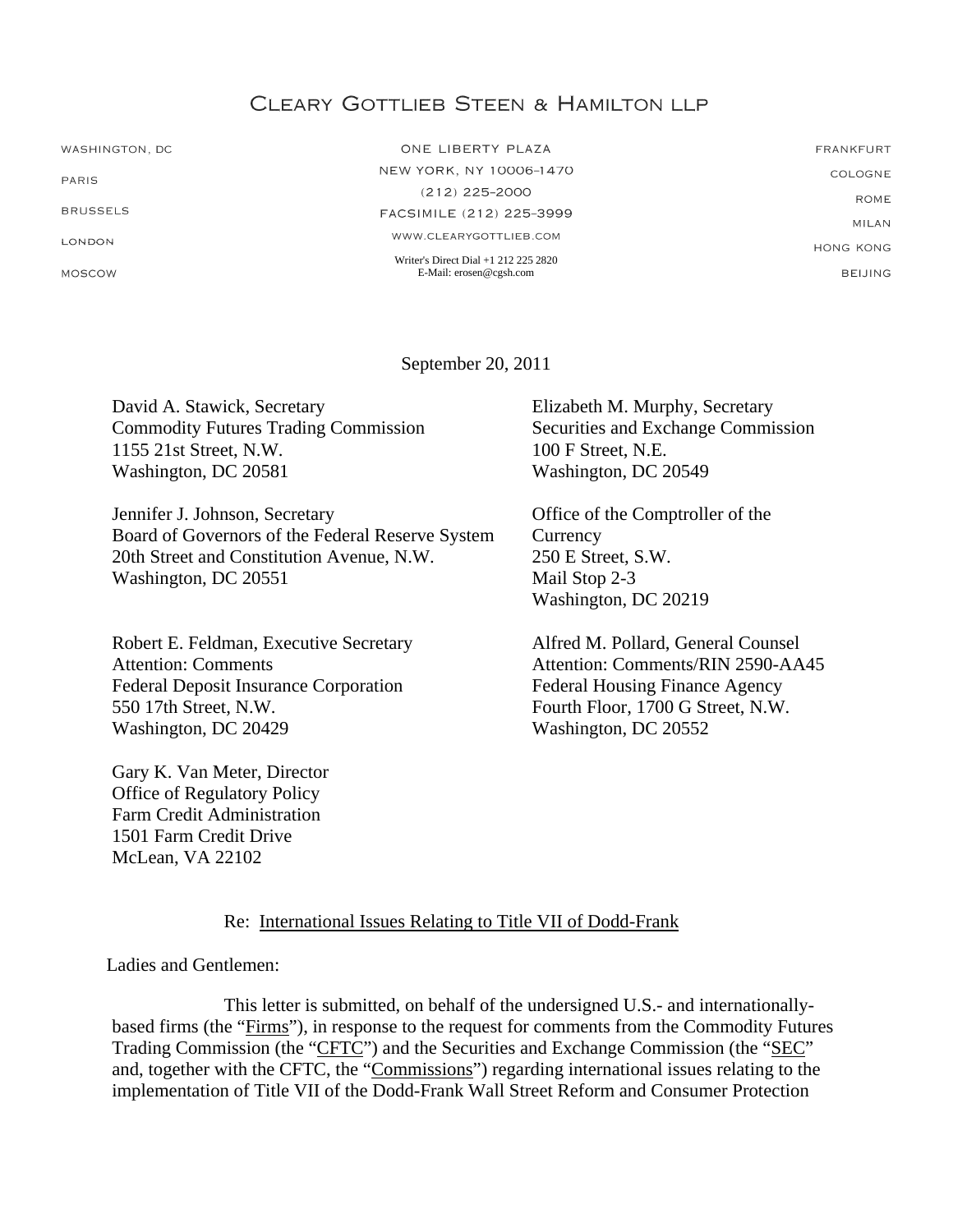# CLEARY GOTTLIEB STEEN & HAMILTON LLP

WASHINGTON, DC
PARIS
BRUSSELS
LONDON
MOSCOW

ONE LIBERTY PLAZA
NEW YORK, NY 10006-1470
(212) 225-2000
FACSIMILE (212) 225-3999
WWW.CLEARYGOTTLIEB.COM

Writer's Direct Dial +1 212 225 2820
E-Mail: erosen@cgsh.com

FRANKFURT
COLOGNE
ROME
MILAN
HONG KONG
BEIJING

September 20, 2011

David A. Stawick, Secretary
Commodity Futures Trading Commission
1155 21st Street, N.W.
Washington, DC 20581

Elizabeth M. Murphy, Secretary
Securities and Exchange Commission
100 F Street, N.E.
Washington, DC 20549

Jennifer J. Johnson, Secretary
Board of Governors of the Federal Reserve System
20th Street and Constitution Avenue, N.W.
Washington, DC 20551

Office of the Comptroller of the Currency
250 E Street, S.W.
Mail Stop 2-3
Washington, DC 20219

Robert E. Feldman, Executive Secretary
Attention: Comments
Federal Deposit Insurance Corporation
550 17th Street, N.W.
Washington, DC 20429

Alfred M. Pollard, General Counsel
Attention: Comments/RIN 2590-AA45
Federal Housing Finance Agency
Fourth Floor, 1700 G Street, N.W.
Washington, DC 20552

Gary K. Van Meter, Director
Office of Regulatory Policy
Farm Credit Administration
1501 Farm Credit Drive
McLean, VA 22102

Re: International Issues Relating to Title VII of Dodd-Frank

Ladies and Gentlemen:

This letter is submitted, on behalf of the undersigned U.S.- and internationally-based firms (the "Firms"), in response to the request for comments from the Commodity Futures Trading Commission (the "CFTC") and the Securities and Exchange Commission (the "SEC" and, together with the CFTC, the "Commissions") regarding international issues relating to the implementation of Title VII of the Dodd-Frank Wall Street Reform and Consumer Protection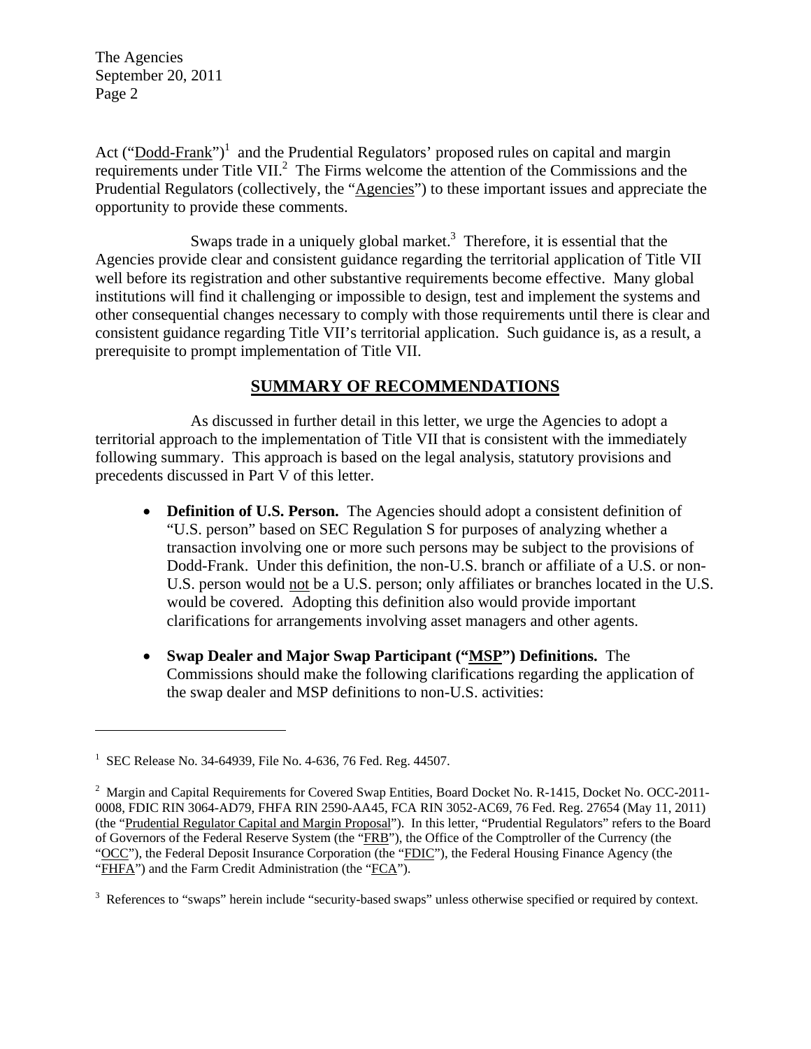Act ("Dodd-Frank")[1] and the Prudential Regulators' proposed rules on capital and margin requirements under Title VII.[2] The Firms welcome the attention of the Commissions and the Prudential Regulators (collectively, the "Agencies") to these important issues and appreciate the opportunity to provide these comments.

Swaps trade in a uniquely global market.[3] Therefore, it is essential that the Agencies provide clear and consistent guidance regarding the territorial application of Title VII well before its registration and other substantive requirements become effective. Many global institutions will find it challenging or impossible to design, test and implement the systems and other consequential changes necessary to comply with those requirements until there is clear and consistent guidance regarding Title VII's territorial application. Such guidance is, as a result, a prerequisite to prompt implementation of Title VII.

## SUMMARY OF RECOMMENDATIONS

As discussed in further detail in this letter, we urge the Agencies to adopt a territorial approach to the implementation of Title VII that is consistent with the immediately following summary. This approach is based on the legal analysis, statutory provisions and precedents discussed in Part V of this letter.

- **Definition of U.S. Person.** The Agencies should adopt a consistent definition of "U.S. person" based on SEC Regulation S for purposes of analyzing whether a transaction involving one or more such persons may be subject to the provisions of Dodd-Frank. Under this definition, the non-U.S. branch or affiliate of a U.S. or non-U.S. person would not be a U.S. person; only affiliates or branches located in the U.S. would be covered. Adopting this definition also would provide important clarifications for arrangements involving asset managers and other agents.

- **Swap Dealer and Major Swap Participant ("MSP") Definitions.** The Commissions should make the following clarifications regarding the application of the swap dealer and MSP definitions to non-U.S. activities:

---

[1] SEC Release No. 34-64939, File No. 4-636, 76 Fed. Reg. 44507.

[2] Margin and Capital Requirements for Covered Swap Entities, Board Docket No. R-1415, Docket No. OCC-2011-0008, FDIC RIN 3064-AD79, FHFA RIN 2590-AA45, FCA RIN 3052-AC69, 76 Fed. Reg. 27654 (May 11, 2011) (the "Prudential Regulator Capital and Margin Proposal"). In this letter, "Prudential Regulators" refers to the Board of Governors of the Federal Reserve System (the "FRB"), the Office of the Comptroller of the Currency (the "OCC"), the Federal Deposit Insurance Corporation (the "FDIC"), the Federal Housing Finance Agency (the "FHFA") and the Farm Credit Administration (the "FCA").

[3] References to "swaps" herein include "security-based swaps" unless otherwise specified or required by context.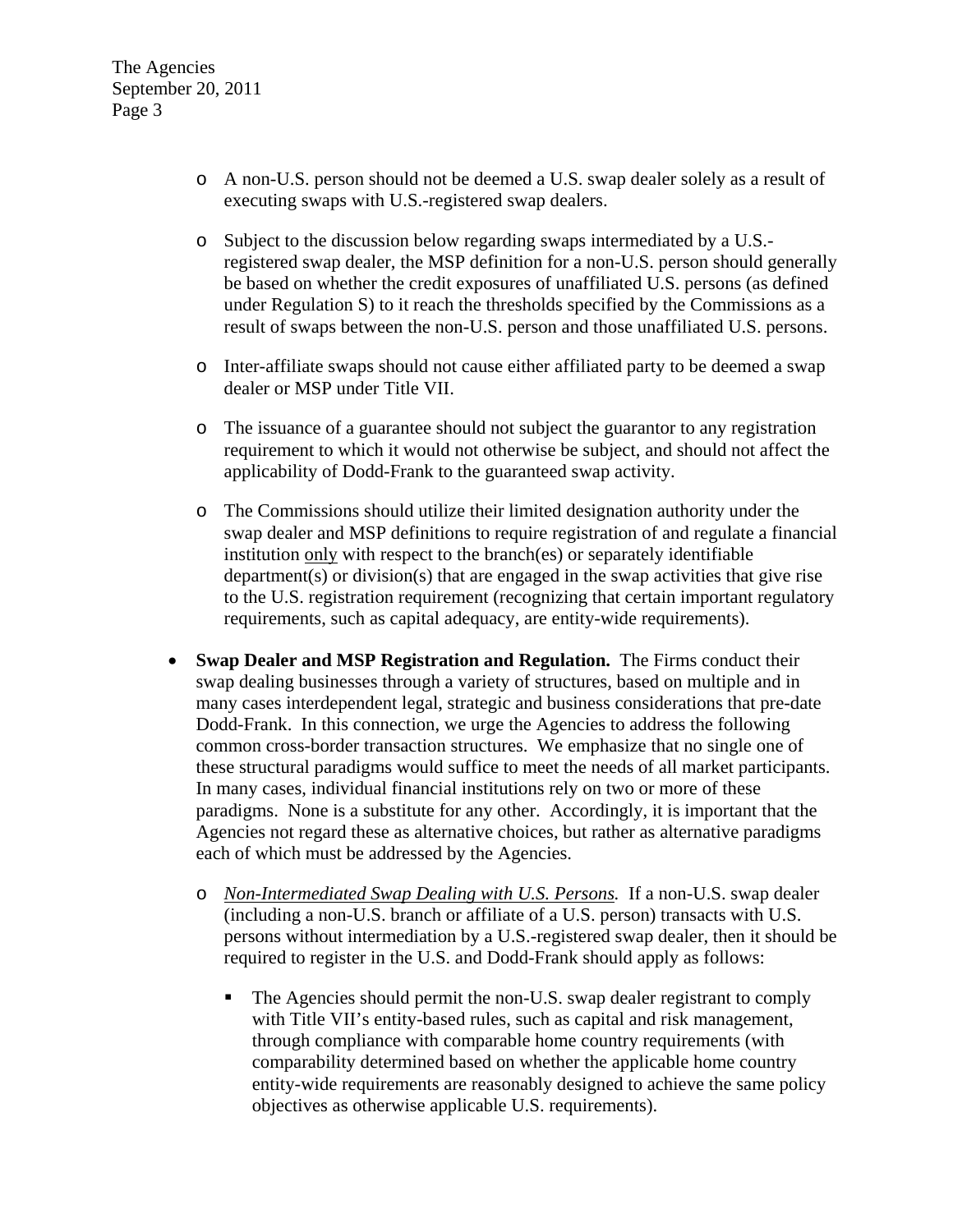- A non-U.S. person should not be deemed a U.S. swap dealer solely as a result of executing swaps with U.S.-registered swap dealers.

- Subject to the discussion below regarding swaps intermediated by a U.S.-registered swap dealer, the MSP definition for a non-U.S. person should generally be based on whether the credit exposures of unaffiliated U.S. persons (as defined under Regulation S) to it reach the thresholds specified by the Commissions as a result of swaps between the non-U.S. person and those unaffiliated U.S. persons.

- Inter-affiliate swaps should not cause either affiliated party to be deemed a swap dealer or MSP under Title VII.

- The issuance of a guarantee should not subject the guarantor to any registration requirement to which it would not otherwise be subject, and should not affect the applicability of Dodd-Frank to the guaranteed swap activity.

- The Commissions should utilize their limited designation authority under the swap dealer and MSP definitions to require registration of and regulate a financial institution <u>only</u> with respect to the branch(es) or separately identifiable department(s) or division(s) that are engaged in the swap activities that give rise to the U.S. registration requirement (recognizing that certain important regulatory requirements, such as capital adequacy, are entity-wide requirements).

- **Swap Dealer and MSP Registration and Regulation.** The Firms conduct their swap dealing businesses through a variety of structures, based on multiple and in many cases interdependent legal, strategic and business considerations that pre-date Dodd-Frank. In this connection, we urge the Agencies to address the following common cross-border transaction structures. We emphasize that no single one of these structural paradigms would suffice to meet the needs of all market participants. In many cases, individual financial institutions rely on two or more of these paradigms. None is a substitute for any other. Accordingly, it is important that the Agencies not regard these as alternative choices, but rather as alternative paradigms each of which must be addressed by the Agencies.

  - *<u>Non-Intermediated Swap Dealing with U.S. Persons</u>.* If a non-U.S. swap dealer (including a non-U.S. branch or affiliate of a U.S. person) transacts with U.S. persons without intermediation by a U.S.-registered swap dealer, then it should be required to register in the U.S. and Dodd-Frank should apply as follows:

    - The Agencies should permit the non-U.S. swap dealer registrant to comply with Title VII's entity-based rules, such as capital and risk management, through compliance with comparable home country requirements (with comparability determined based on whether the applicable home country entity-wide requirements are reasonably designed to achieve the same policy objectives as otherwise applicable U.S. requirements).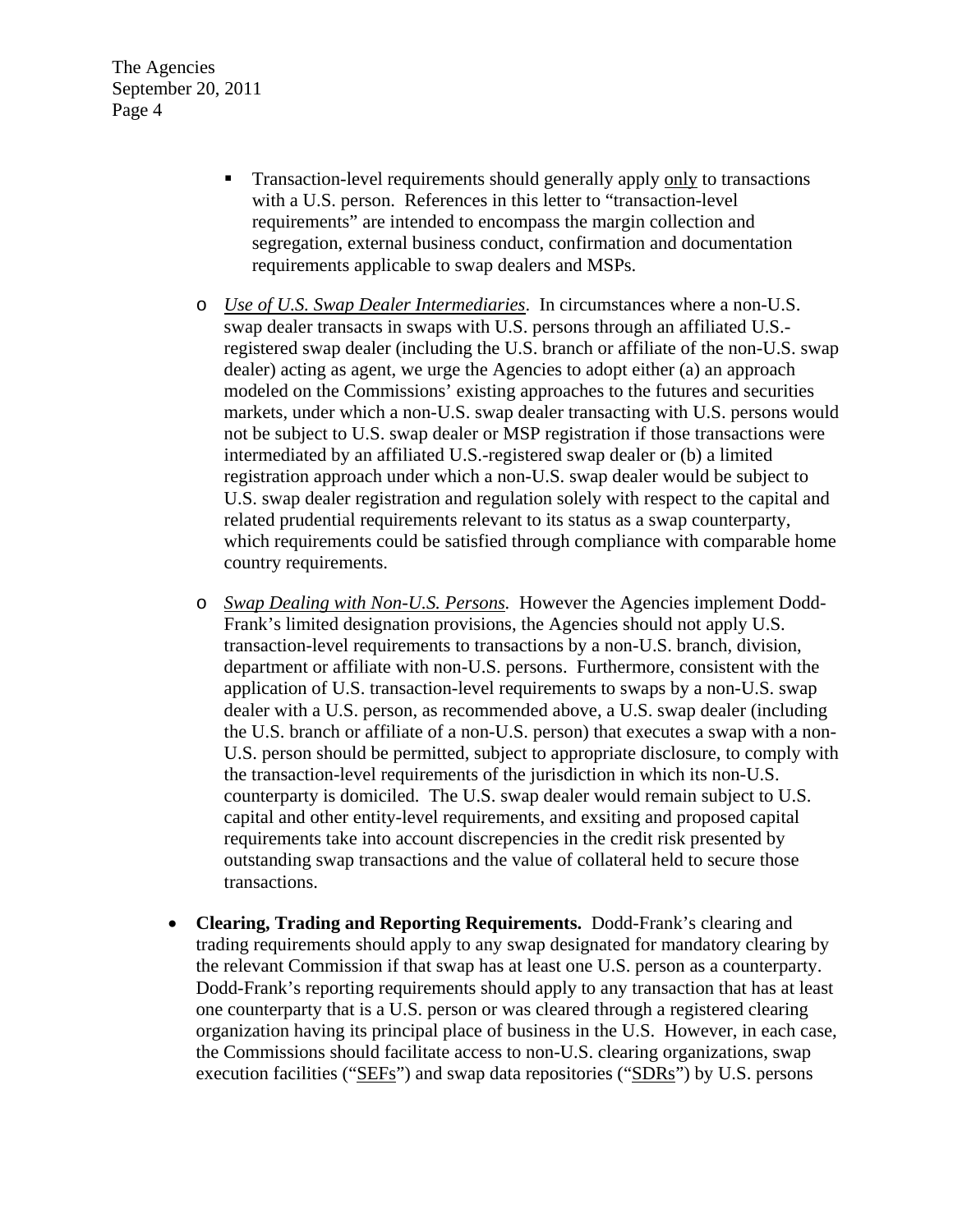- Transaction-level requirements should generally apply only to transactions with a U.S. person. References in this letter to "transaction-level requirements" are intended to encompass the margin collection and segregation, external business conduct, confirmation and documentation requirements applicable to swap dealers and MSPs.

- *Use of U.S. Swap Dealer Intermediaries*. In circumstances where a non-U.S. swap dealer transacts in swaps with U.S. persons through an affiliated U.S.-registered swap dealer (including the U.S. branch or affiliate of the non-U.S. swap dealer) acting as agent, we urge the Agencies to adopt either (a) an approach modeled on the Commissions' existing approaches to the futures and securities markets, under which a non-U.S. swap dealer transacting with U.S. persons would not be subject to U.S. swap dealer or MSP registration if those transactions were intermediated by an affiliated U.S.-registered swap dealer or (b) a limited registration approach under which a non-U.S. swap dealer would be subject to U.S. swap dealer registration and regulation solely with respect to the capital and related prudential requirements relevant to its status as a swap counterparty, which requirements could be satisfied through compliance with comparable home country requirements.

- *Swap Dealing with Non-U.S. Persons.* However the Agencies implement Dodd-Frank's limited designation provisions, the Agencies should not apply U.S. transaction-level requirements to transactions by a non-U.S. branch, division, department or affiliate with non-U.S. persons. Furthermore, consistent with the application of U.S. transaction-level requirements to swaps by a non-U.S. swap dealer with a U.S. person, as recommended above, a U.S. swap dealer (including the U.S. branch or affiliate of a non-U.S. person) that executes a swap with a non-U.S. person should be permitted, subject to appropriate disclosure, to comply with the transaction-level requirements of the jurisdiction in which its non-U.S. counterparty is domiciled. The U.S. swap dealer would remain subject to U.S. capital and other entity-level requirements, and exsiting and proposed capital requirements take into account discrepencies in the credit risk presented by outstanding swap transactions and the value of collateral held to secure those transactions.

- **Clearing, Trading and Reporting Requirements.** Dodd-Frank's clearing and trading requirements should apply to any swap designated for mandatory clearing by the relevant Commission if that swap has at least one U.S. person as a counterparty. Dodd-Frank's reporting requirements should apply to any transaction that has at least one counterparty that is a U.S. person or was cleared through a registered clearing organization having its principal place of business in the U.S. However, in each case, the Commissions should facilitate access to non-U.S. clearing organizations, swap execution facilities ("SEFs") and swap data repositories ("SDRs") by U.S. persons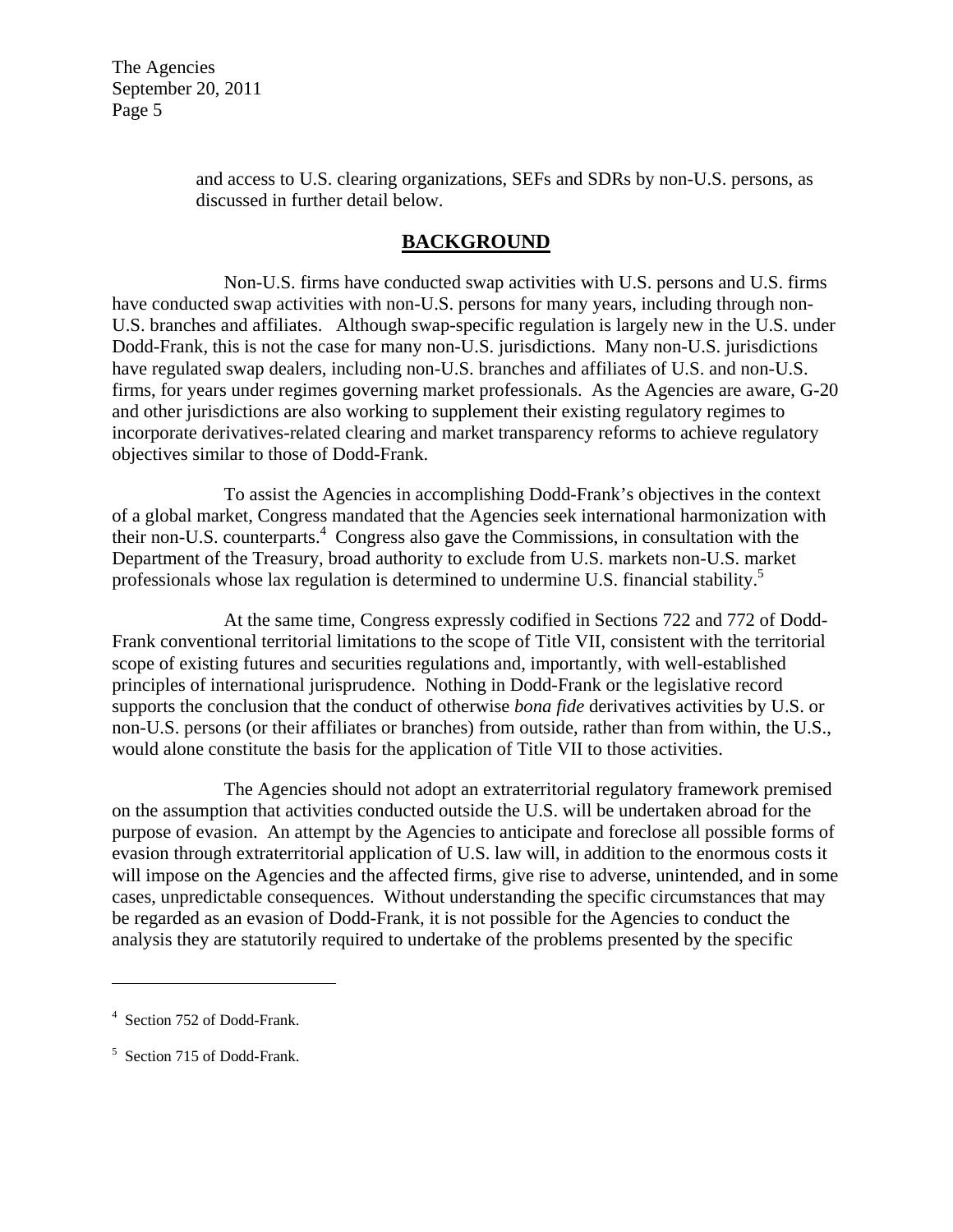and access to U.S. clearing organizations, SEFs and SDRs by non-U.S. persons, as discussed in further detail below.

## BACKGROUND

Non-U.S. firms have conducted swap activities with U.S. persons and U.S. firms have conducted swap activities with non-U.S. persons for many years, including through non-U.S. branches and affiliates. Although swap-specific regulation is largely new in the U.S. under Dodd-Frank, this is not the case for many non-U.S. jurisdictions. Many non-U.S. jurisdictions have regulated swap dealers, including non-U.S. branches and affiliates of U.S. and non-U.S. firms, for years under regimes governing market professionals. As the Agencies are aware, G-20 and other jurisdictions are also working to supplement their existing regulatory regimes to incorporate derivatives-related clearing and market transparency reforms to achieve regulatory objectives similar to those of Dodd-Frank.

To assist the Agencies in accomplishing Dodd-Frank's objectives in the context of a global market, Congress mandated that the Agencies seek international harmonization with their non-U.S. counterparts.[4] Congress also gave the Commissions, in consultation with the Department of the Treasury, broad authority to exclude from U.S. markets non-U.S. market professionals whose lax regulation is determined to undermine U.S. financial stability.[5]

At the same time, Congress expressly codified in Sections 722 and 772 of Dodd-Frank conventional territorial limitations to the scope of Title VII, consistent with the territorial scope of existing futures and securities regulations and, importantly, with well-established principles of international jurisprudence. Nothing in Dodd-Frank or the legislative record supports the conclusion that the conduct of otherwise *bona fide* derivatives activities by U.S. or non-U.S. persons (or their affiliates or branches) from outside, rather than from within, the U.S., would alone constitute the basis for the application of Title VII to those activities.

The Agencies should not adopt an extraterritorial regulatory framework premised on the assumption that activities conducted outside the U.S. will be undertaken abroad for the purpose of evasion. An attempt by the Agencies to anticipate and foreclose all possible forms of evasion through extraterritorial application of U.S. law will, in addition to the enormous costs it will impose on the Agencies and the affected firms, give rise to adverse, unintended, and in some cases, unpredictable consequences. Without understanding the specific circumstances that may be regarded as an evasion of Dodd-Frank, it is not possible for the Agencies to conduct the analysis they are statutorily required to undertake of the problems presented by the specific

---

[4] Section 752 of Dodd-Frank.

[5] Section 715 of Dodd-Frank.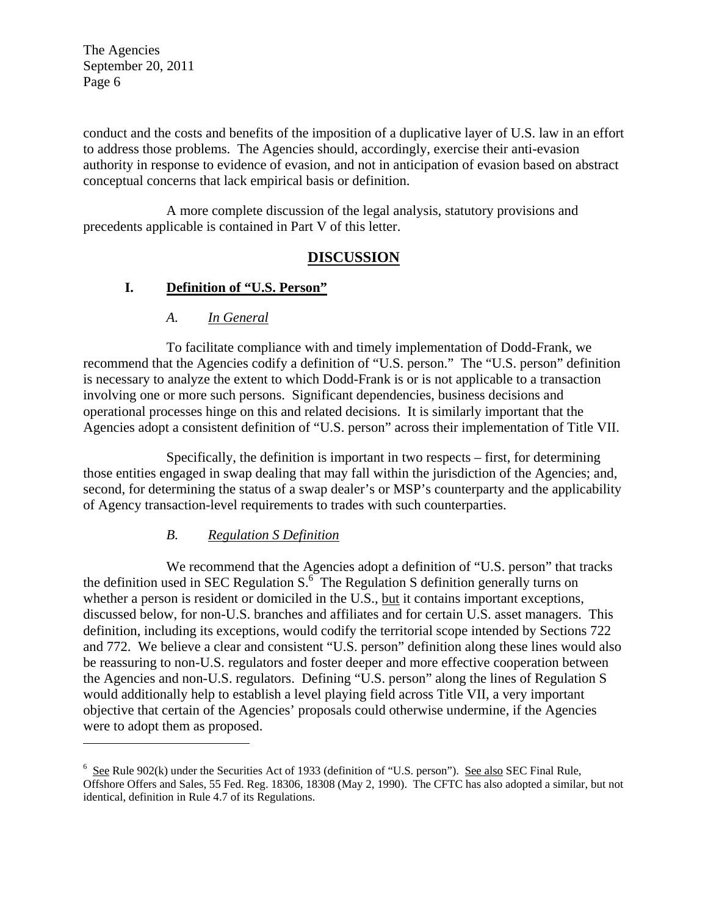conduct and the costs and benefits of the imposition of a duplicative layer of U.S. law in an effort to address those problems. The Agencies should, accordingly, exercise their anti-evasion authority in response to evidence of evasion, and not in anticipation of evasion based on abstract conceptual concerns that lack empirical basis or definition.

A more complete discussion of the legal analysis, statutory provisions and precedents applicable is contained in Part V of this letter.

# DISCUSSION

## I. Definition of "U.S. Person"

### *A. In General*

To facilitate compliance with and timely implementation of Dodd-Frank, we recommend that the Agencies codify a definition of "U.S. person." The "U.S. person" definition is necessary to analyze the extent to which Dodd-Frank is or is not applicable to a transaction involving one or more such persons. Significant dependencies, business decisions and operational processes hinge on this and related decisions. It is similarly important that the Agencies adopt a consistent definition of "U.S. person" across their implementation of Title VII.

Specifically, the definition is important in two respects – first, for determining those entities engaged in swap dealing that may fall within the jurisdiction of the Agencies; and, second, for determining the status of a swap dealer's or MSP's counterparty and the applicability of Agency transaction-level requirements to trades with such counterparties.

### *B. Regulation S Definition*

We recommend that the Agencies adopt a definition of "U.S. person" that tracks the definition used in SEC Regulation S.[6] The Regulation S definition generally turns on whether a person is resident or domiciled in the U.S., but it contains important exceptions, discussed below, for non-U.S. branches and affiliates and for certain U.S. asset managers. This definition, including its exceptions, would codify the territorial scope intended by Sections 722 and 772. We believe a clear and consistent "U.S. person" definition along these lines would also be reassuring to non-U.S. regulators and foster deeper and more effective cooperation between the Agencies and non-U.S. regulators. Defining "U.S. person" along the lines of Regulation S would additionally help to establish a level playing field across Title VII, a very important objective that certain of the Agencies' proposals could otherwise undermine, if the Agencies were to adopt them as proposed.

---

[6] See Rule 902(k) under the Securities Act of 1933 (definition of "U.S. person"). See also SEC Final Rule, Offshore Offers and Sales, 55 Fed. Reg. 18306, 18308 (May 2, 1990). The CFTC has also adopted a similar, but not identical, definition in Rule 4.7 of its Regulations.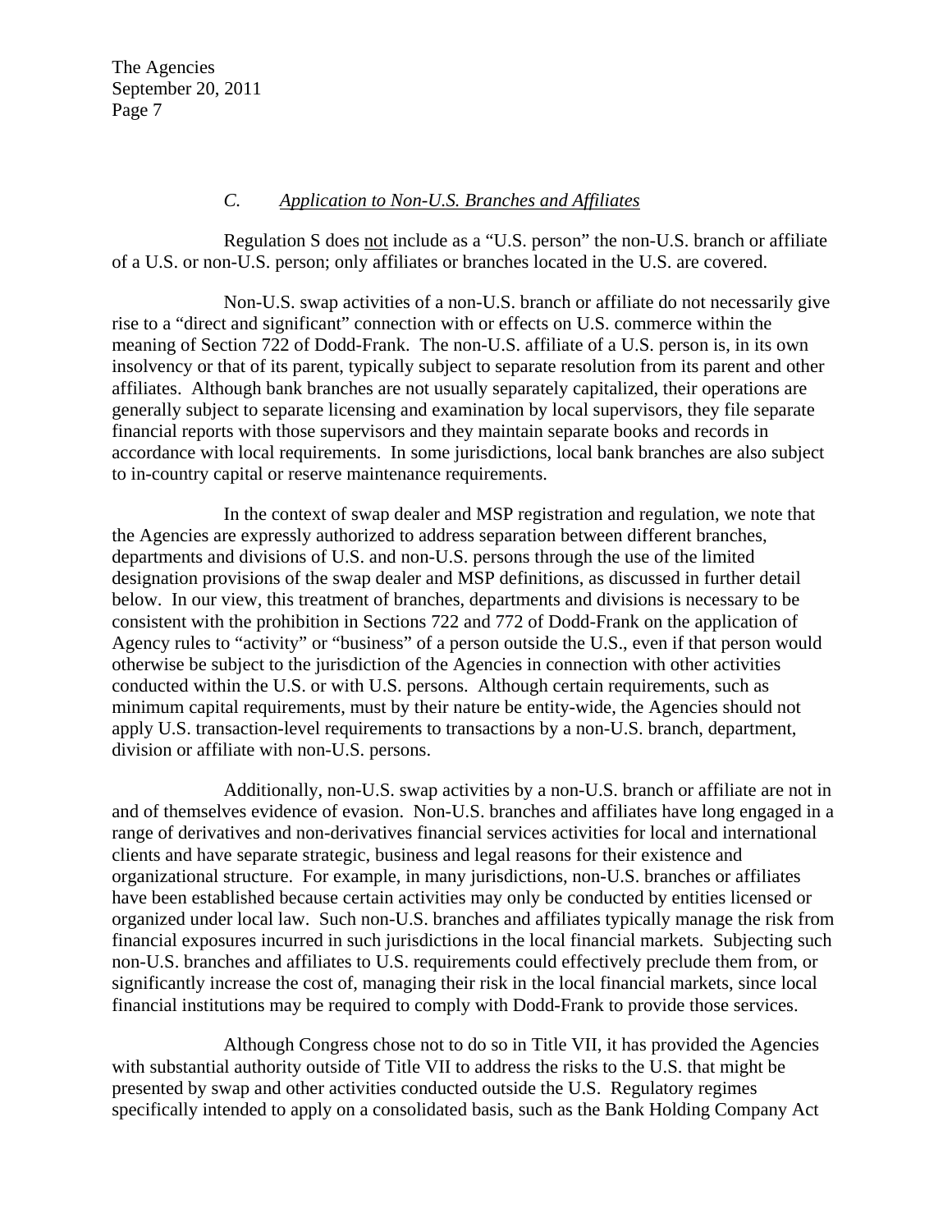### *C. Application to Non-U.S. Branches and Affiliates*

Regulation S does not include as a "U.S. person" the non-U.S. branch or affiliate of a U.S. or non-U.S. person; only affiliates or branches located in the U.S. are covered.

Non-U.S. swap activities of a non-U.S. branch or affiliate do not necessarily give rise to a "direct and significant" connection with or effects on U.S. commerce within the meaning of Section 722 of Dodd-Frank. The non-U.S. affiliate of a U.S. person is, in its own insolvency or that of its parent, typically subject to separate resolution from its parent and other affiliates. Although bank branches are not usually separately capitalized, their operations are generally subject to separate licensing and examination by local supervisors, they file separate financial reports with those supervisors and they maintain separate books and records in accordance with local requirements. In some jurisdictions, local bank branches are also subject to in-country capital or reserve maintenance requirements.

In the context of swap dealer and MSP registration and regulation, we note that the Agencies are expressly authorized to address separation between different branches, departments and divisions of U.S. and non-U.S. persons through the use of the limited designation provisions of the swap dealer and MSP definitions, as discussed in further detail below. In our view, this treatment of branches, departments and divisions is necessary to be consistent with the prohibition in Sections 722 and 772 of Dodd-Frank on the application of Agency rules to "activity" or "business" of a person outside the U.S., even if that person would otherwise be subject to the jurisdiction of the Agencies in connection with other activities conducted within the U.S. or with U.S. persons. Although certain requirements, such as minimum capital requirements, must by their nature be entity-wide, the Agencies should not apply U.S. transaction-level requirements to transactions by a non-U.S. branch, department, division or affiliate with non-U.S. persons.

Additionally, non-U.S. swap activities by a non-U.S. branch or affiliate are not in and of themselves evidence of evasion. Non-U.S. branches and affiliates have long engaged in a range of derivatives and non-derivatives financial services activities for local and international clients and have separate strategic, business and legal reasons for their existence and organizational structure. For example, in many jurisdictions, non-U.S. branches or affiliates have been established because certain activities may only be conducted by entities licensed or organized under local law. Such non-U.S. branches and affiliates typically manage the risk from financial exposures incurred in such jurisdictions in the local financial markets. Subjecting such non-U.S. branches and affiliates to U.S. requirements could effectively preclude them from, or significantly increase the cost of, managing their risk in the local financial markets, since local financial institutions may be required to comply with Dodd-Frank to provide those services.

Although Congress chose not to do so in Title VII, it has provided the Agencies with substantial authority outside of Title VII to address the risks to the U.S. that might be presented by swap and other activities conducted outside the U.S. Regulatory regimes specifically intended to apply on a consolidated basis, such as the Bank Holding Company Act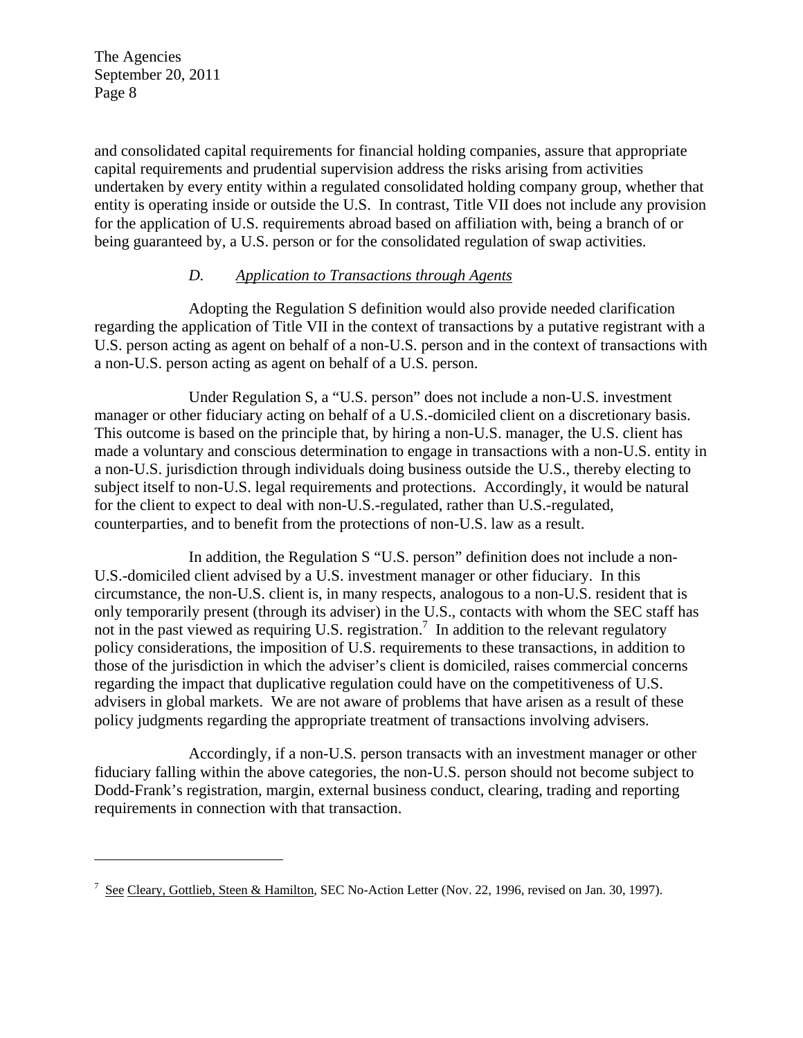and consolidated capital requirements for financial holding companies, assure that appropriate capital requirements and prudential supervision address the risks arising from activities undertaken by every entity within a regulated consolidated holding company group, whether that entity is operating inside or outside the U.S. In contrast, Title VII does not include any provision for the application of U.S. requirements abroad based on affiliation with, being a branch of or being guaranteed by, a U.S. person or for the consolidated regulation of swap activities.

### D. *Application to Transactions through Agents*

Adopting the Regulation S definition would also provide needed clarification regarding the application of Title VII in the context of transactions by a putative registrant with a U.S. person acting as agent on behalf of a non-U.S. person and in the context of transactions with a non-U.S. person acting as agent on behalf of a U.S. person.

Under Regulation S, a "U.S. person" does not include a non-U.S. investment manager or other fiduciary acting on behalf of a U.S.-domiciled client on a discretionary basis. This outcome is based on the principle that, by hiring a non-U.S. manager, the U.S. client has made a voluntary and conscious determination to engage in transactions with a non-U.S. entity in a non-U.S. jurisdiction through individuals doing business outside the U.S., thereby electing to subject itself to non-U.S. legal requirements and protections. Accordingly, it would be natural for the client to expect to deal with non-U.S.-regulated, rather than U.S.-regulated, counterparties, and to benefit from the protections of non-U.S. law as a result.

In addition, the Regulation S "U.S. person" definition does not include a non-U.S.-domiciled client advised by a U.S. investment manager or other fiduciary. In this circumstance, the non-U.S. client is, in many respects, analogous to a non-U.S. resident that is only temporarily present (through its adviser) in the U.S., contacts with whom the SEC staff has not in the past viewed as requiring U.S. registration.[7] In addition to the relevant regulatory policy considerations, the imposition of U.S. requirements to these transactions, in addition to those of the jurisdiction in which the adviser's client is domiciled, raises commercial concerns regarding the impact that duplicative regulation could have on the competitiveness of U.S. advisers in global markets. We are not aware of problems that have arisen as a result of these policy judgments regarding the appropriate treatment of transactions involving advisers.

Accordingly, if a non-U.S. person transacts with an investment manager or other fiduciary falling within the above categories, the non-U.S. person should not become subject to Dodd-Frank's registration, margin, external business conduct, clearing, trading and reporting requirements in connection with that transaction.

---

[7] See Cleary, Gottlieb, Steen & Hamilton, SEC No-Action Letter (Nov. 22, 1996, revised on Jan. 30, 1997).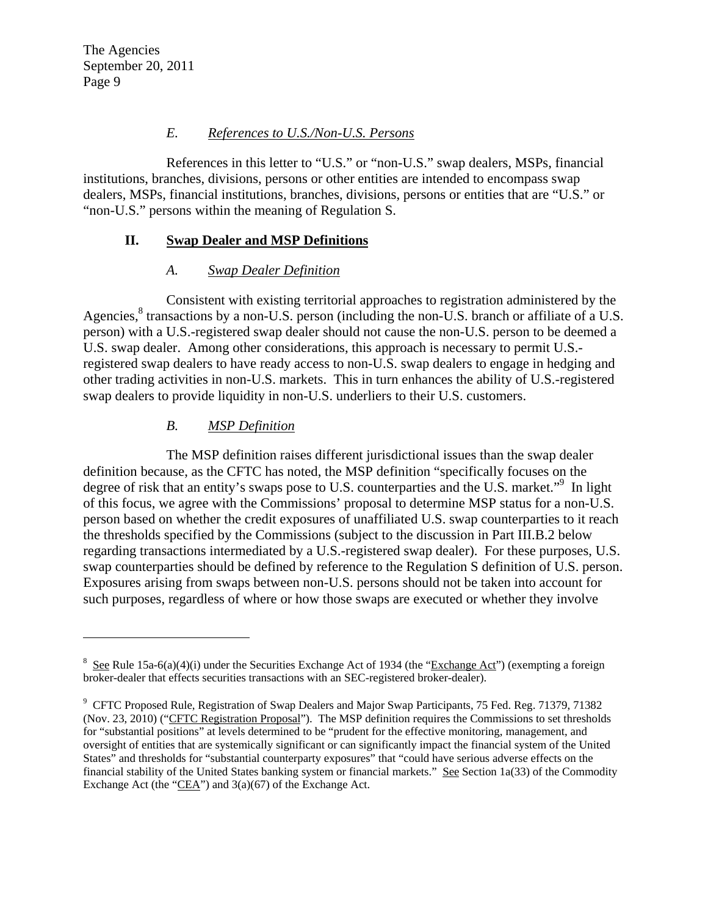### *E. References to U.S./Non-U.S. Persons*

References in this letter to "U.S." or "non-U.S." swap dealers, MSPs, financial institutions, branches, divisions, persons or other entities are intended to encompass swap dealers, MSPs, financial institutions, branches, divisions, persons or entities that are "U.S." or "non-U.S." persons within the meaning of Regulation S.

## II. Swap Dealer and MSP Definitions

### *A. Swap Dealer Definition*

Consistent with existing territorial approaches to registration administered by the Agencies,[8] transactions by a non-U.S. person (including the non-U.S. branch or affiliate of a U.S. person) with a U.S.-registered swap dealer should not cause the non-U.S. person to be deemed a U.S. swap dealer. Among other considerations, this approach is necessary to permit U.S.-registered swap dealers to have ready access to non-U.S. swap dealers to engage in hedging and other trading activities in non-U.S. markets. This in turn enhances the ability of U.S.-registered swap dealers to provide liquidity in non-U.S. underliers to their U.S. customers.

### *B. MSP Definition*

The MSP definition raises different jurisdictional issues than the swap dealer definition because, as the CFTC has noted, the MSP definition "specifically focuses on the degree of risk that an entity's swaps pose to U.S. counterparties and the U.S. market."[9] In light of this focus, we agree with the Commissions' proposal to determine MSP status for a non-U.S. person based on whether the credit exposures of unaffiliated U.S. swap counterparties to it reach the thresholds specified by the Commissions (subject to the discussion in Part III.B.2 below regarding transactions intermediated by a U.S.-registered swap dealer). For these purposes, U.S. swap counterparties should be defined by reference to the Regulation S definition of U.S. person. Exposures arising from swaps between non-U.S. persons should not be taken into account for such purposes, regardless of where or how those swaps are executed or whether they involve

---

[8] See Rule 15a-6(a)(4)(i) under the Securities Exchange Act of 1934 (the "Exchange Act") (exempting a foreign broker-dealer that effects securities transactions with an SEC-registered broker-dealer).

[9] CFTC Proposed Rule, Registration of Swap Dealers and Major Swap Participants, 75 Fed. Reg. 71379, 71382 (Nov. 23, 2010) ("CFTC Registration Proposal"). The MSP definition requires the Commissions to set thresholds for "substantial positions" at levels determined to be "prudent for the effective monitoring, management, and oversight of entities that are systemically significant or can significantly impact the financial system of the United States" and thresholds for "substantial counterparty exposures" that "could have serious adverse effects on the financial stability of the United States banking system or financial markets." See Section 1a(33) of the Commodity Exchange Act (the "CEA") and 3(a)(67) of the Exchange Act.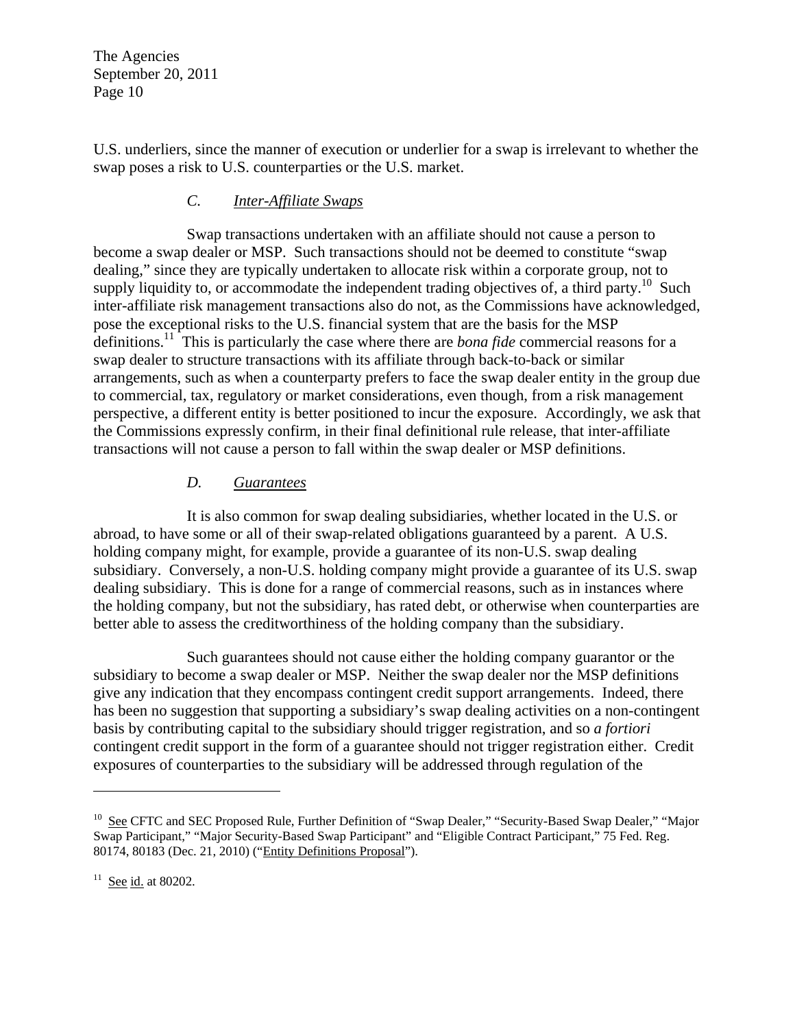U.S. underliers, since the manner of execution or underlier for a swap is irrelevant to whether the swap poses a risk to U.S. counterparties or the U.S. market.

### *C. Inter-Affiliate Swaps*

Swap transactions undertaken with an affiliate should not cause a person to become a swap dealer or MSP. Such transactions should not be deemed to constitute "swap dealing," since they are typically undertaken to allocate risk within a corporate group, not to supply liquidity to, or accommodate the independent trading objectives of, a third party.[10] Such inter-affiliate risk management transactions also do not, as the Commissions have acknowledged, pose the exceptional risks to the U.S. financial system that are the basis for the MSP definitions.[11] This is particularly the case where there are *bona fide* commercial reasons for a swap dealer to structure transactions with its affiliate through back-to-back or similar arrangements, such as when a counterparty prefers to face the swap dealer entity in the group due to commercial, tax, regulatory or market considerations, even though, from a risk management perspective, a different entity is better positioned to incur the exposure. Accordingly, we ask that the Commissions expressly confirm, in their final definitional rule release, that inter-affiliate transactions will not cause a person to fall within the swap dealer or MSP definitions.

### *D. Guarantees*

It is also common for swap dealing subsidiaries, whether located in the U.S. or abroad, to have some or all of their swap-related obligations guaranteed by a parent. A U.S. holding company might, for example, provide a guarantee of its non-U.S. swap dealing subsidiary. Conversely, a non-U.S. holding company might provide a guarantee of its U.S. swap dealing subsidiary. This is done for a range of commercial reasons, such as in instances where the holding company, but not the subsidiary, has rated debt, or otherwise when counterparties are better able to assess the creditworthiness of the holding company than the subsidiary.

Such guarantees should not cause either the holding company guarantor or the subsidiary to become a swap dealer or MSP. Neither the swap dealer nor the MSP definitions give any indication that they encompass contingent credit support arrangements. Indeed, there has been no suggestion that supporting a subsidiary's swap dealing activities on a non-contingent basis by contributing capital to the subsidiary should trigger registration, and so *a fortiori* contingent credit support in the form of a guarantee should not trigger registration either. Credit exposures of counterparties to the subsidiary will be addressed through regulation of the

---

[10] See CFTC and SEC Proposed Rule, Further Definition of "Swap Dealer," "Security-Based Swap Dealer," "Major Swap Participant," "Major Security-Based Swap Participant" and "Eligible Contract Participant," 75 Fed. Reg. 80174, 80183 (Dec. 21, 2010) ("Entity Definitions Proposal").

[11] See id. at 80202.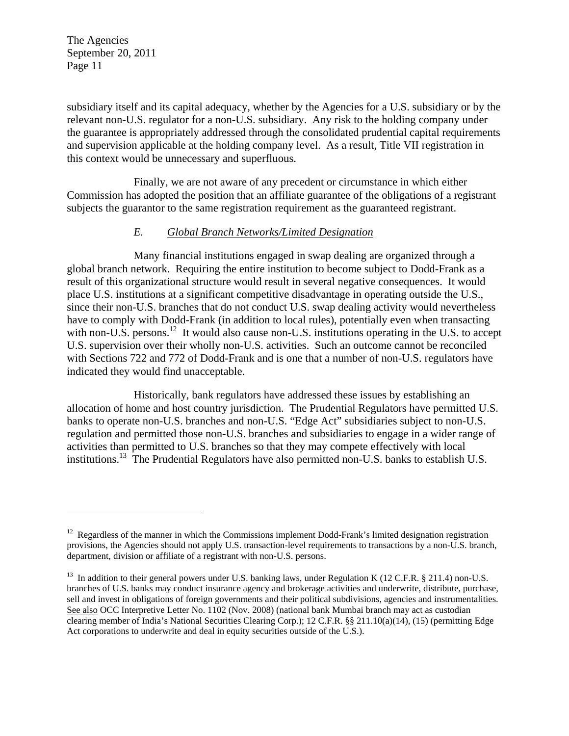subsidiary itself and its capital adequacy, whether by the Agencies for a U.S. subsidiary or by the relevant non-U.S. regulator for a non-U.S. subsidiary. Any risk to the holding company under the guarantee is appropriately addressed through the consolidated prudential capital requirements and supervision applicable at the holding company level. As a result, Title VII registration in this context would be unnecessary and superfluous.

Finally, we are not aware of any precedent or circumstance in which either Commission has adopted the position that an affiliate guarantee of the obligations of a registrant subjects the guarantor to the same registration requirement as the guaranteed registrant.

### *E. Global Branch Networks/Limited Designation*

Many financial institutions engaged in swap dealing are organized through a global branch network. Requiring the entire institution to become subject to Dodd-Frank as a result of this organizational structure would result in several negative consequences. It would place U.S. institutions at a significant competitive disadvantage in operating outside the U.S., since their non-U.S. branches that do not conduct U.S. swap dealing activity would nevertheless have to comply with Dodd-Frank (in addition to local rules), potentially even when transacting with non-U.S. persons.[12] It would also cause non-U.S. institutions operating in the U.S. to accept U.S. supervision over their wholly non-U.S. activities. Such an outcome cannot be reconciled with Sections 722 and 772 of Dodd-Frank and is one that a number of non-U.S. regulators have indicated they would find unacceptable.

Historically, bank regulators have addressed these issues by establishing an allocation of home and host country jurisdiction. The Prudential Regulators have permitted U.S. banks to operate non-U.S. branches and non-U.S. "Edge Act" subsidiaries subject to non-U.S. regulation and permitted those non-U.S. branches and subsidiaries to engage in a wider range of activities than permitted to U.S. branches so that they may compete effectively with local institutions.[13] The Prudential Regulators have also permitted non-U.S. banks to establish U.S.

---

[12] Regardless of the manner in which the Commissions implement Dodd-Frank's limited designation registration provisions, the Agencies should not apply U.S. transaction-level requirements to transactions by a non-U.S. branch, department, division or affiliate of a registrant with non-U.S. persons.

[13] In addition to their general powers under U.S. banking laws, under Regulation K (12 C.F.R. § 211.4) non-U.S. branches of U.S. banks may conduct insurance agency and brokerage activities and underwrite, distribute, purchase, sell and invest in obligations of foreign governments and their political subdivisions, agencies and instrumentalities. See also OCC Interpretive Letter No. 1102 (Nov. 2008) (national bank Mumbai branch may act as custodian clearing member of India's National Securities Clearing Corp.); 12 C.F.R. §§ 211.10(a)(14), (15) (permitting Edge Act corporations to underwrite and deal in equity securities outside of the U.S.).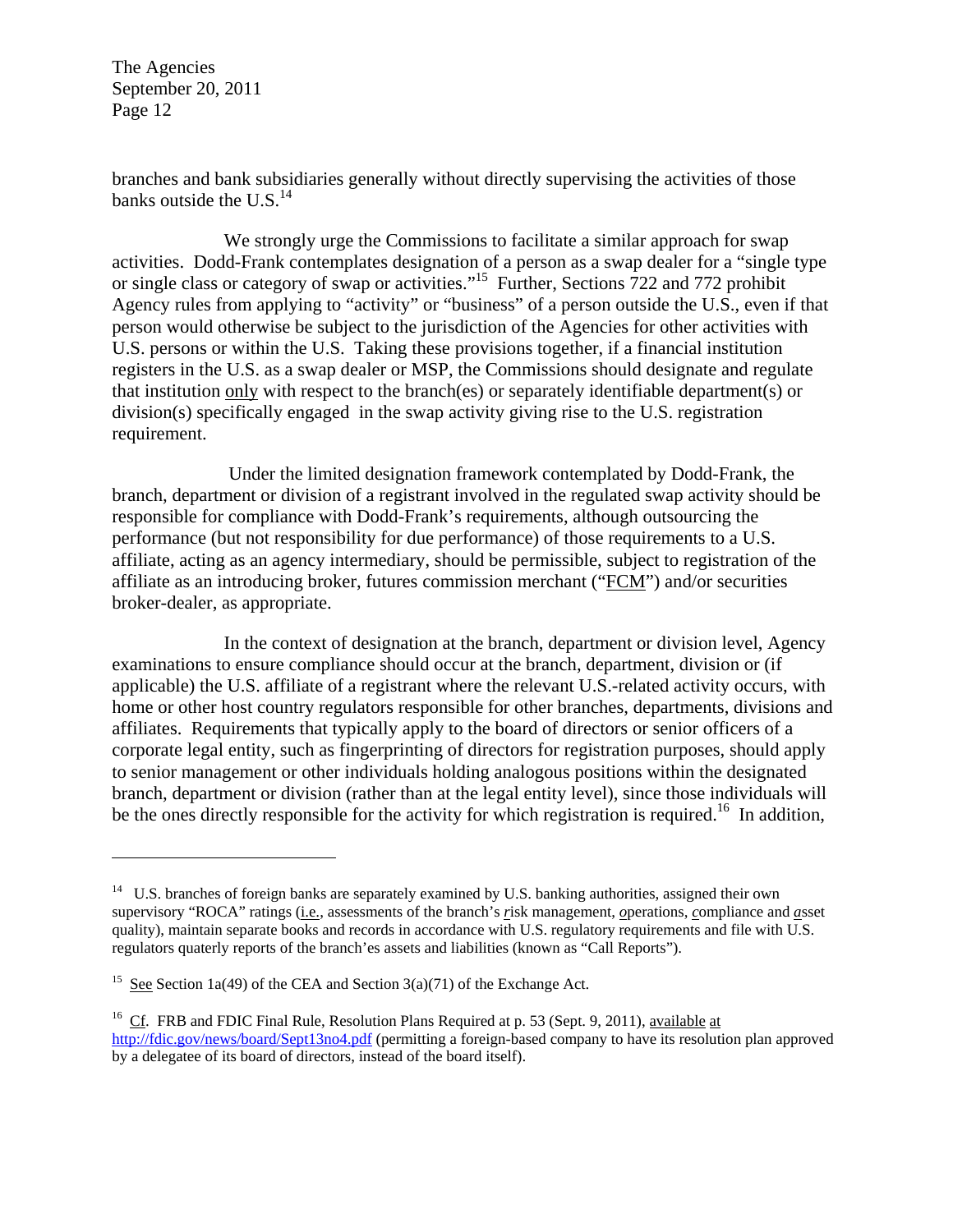branches and bank subsidiaries generally without directly supervising the activities of those banks outside the U.S.[14]

We strongly urge the Commissions to facilitate a similar approach for swap activities. Dodd-Frank contemplates designation of a person as a swap dealer for a "single type or single class or category of swap or activities."[15] Further, Sections 722 and 772 prohibit Agency rules from applying to "activity" or "business" of a person outside the U.S., even if that person would otherwise be subject to the jurisdiction of the Agencies for other activities with U.S. persons or within the U.S. Taking these provisions together, if a financial institution registers in the U.S. as a swap dealer or MSP, the Commissions should designate and regulate that institution only with respect to the branch(es) or separately identifiable department(s) or division(s) specifically engaged in the swap activity giving rise to the U.S. registration requirement.

Under the limited designation framework contemplated by Dodd-Frank, the branch, department or division of a registrant involved in the regulated swap activity should be responsible for compliance with Dodd-Frank's requirements, although outsourcing the performance (but not responsibility for due performance) of those requirements to a U.S. affiliate, acting as an agency intermediary, should be permissible, subject to registration of the affiliate as an introducing broker, futures commission merchant ("FCM") and/or securities broker-dealer, as appropriate.

In the context of designation at the branch, department or division level, Agency examinations to ensure compliance should occur at the branch, department, division or (if applicable) the U.S. affiliate of a registrant where the relevant U.S.-related activity occurs, with home or other host country regulators responsible for other branches, departments, divisions and affiliates. Requirements that typically apply to the board of directors or senior officers of a corporate legal entity, such as fingerprinting of directors for registration purposes, should apply to senior management or other individuals holding analogous positions within the designated branch, department or division (rather than at the legal entity level), since those individuals will be the ones directly responsible for the activity for which registration is required.[16] In addition,

---

[14] U.S. branches of foreign banks are separately examined by U.S. banking authorities, assigned their own supervisory "ROCA" ratings (i.e., assessments of the branch's *r*isk management, *o*perations, *c*ompliance and *a*sset quality), maintain separate books and records in accordance with U.S. regulatory requirements and file with U.S. regulators quaterly reports of the branch'es assets and liabilities (known as "Call Reports").

[15] See Section 1a(49) of the CEA and Section 3(a)(71) of the Exchange Act.

[16] Cf. FRB and FDIC Final Rule, Resolution Plans Required at p. 53 (Sept. 9, 2011), available at http://fdic.gov/news/board/Sept13no4.pdf (permitting a foreign-based company to have its resolution plan approved by a delegatee of its board of directors, instead of the board itself).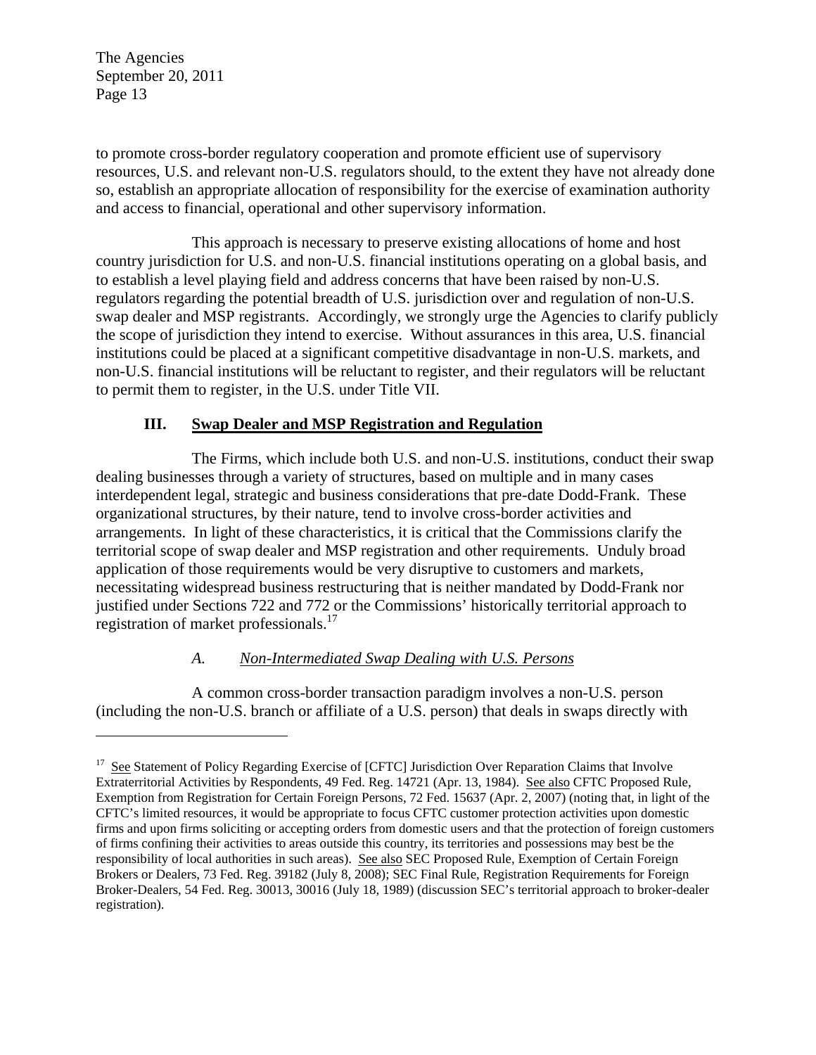to promote cross-border regulatory cooperation and promote efficient use of supervisory resources, U.S. and relevant non-U.S. regulators should, to the extent they have not already done so, establish an appropriate allocation of responsibility for the exercise of examination authority and access to financial, operational and other supervisory information.

This approach is necessary to preserve existing allocations of home and host country jurisdiction for U.S. and non-U.S. financial institutions operating on a global basis, and to establish a level playing field and address concerns that have been raised by non-U.S. regulators regarding the potential breadth of U.S. jurisdiction over and regulation of non-U.S. swap dealer and MSP registrants. Accordingly, we strongly urge the Agencies to clarify publicly the scope of jurisdiction they intend to exercise. Without assurances in this area, U.S. financial institutions could be placed at a significant competitive disadvantage in non-U.S. markets, and non-U.S. financial institutions will be reluctant to register, and their regulators will be reluctant to permit them to register, in the U.S. under Title VII.

## III. Swap Dealer and MSP Registration and Regulation

The Firms, which include both U.S. and non-U.S. institutions, conduct their swap dealing businesses through a variety of structures, based on multiple and in many cases interdependent legal, strategic and business considerations that pre-date Dodd-Frank. These organizational structures, by their nature, tend to involve cross-border activities and arrangements. In light of these characteristics, it is critical that the Commissions clarify the territorial scope of swap dealer and MSP registration and other requirements. Unduly broad application of those requirements would be very disruptive to customers and markets, necessitating widespread business restructuring that is neither mandated by Dodd-Frank nor justified under Sections 722 and 772 or the Commissions' historically territorial approach to registration of market professionals.[17]

### *A. Non-Intermediated Swap Dealing with U.S. Persons*

A common cross-border transaction paradigm involves a non-U.S. person (including the non-U.S. branch or affiliate of a U.S. person) that deals in swaps directly with

---

[17] See Statement of Policy Regarding Exercise of [CFTC] Jurisdiction Over Reparation Claims that Involve Extraterritorial Activities by Respondents, 49 Fed. Reg. 14721 (Apr. 13, 1984). See also CFTC Proposed Rule, Exemption from Registration for Certain Foreign Persons, 72 Fed. 15637 (Apr. 2, 2007) (noting that, in light of the CFTC's limited resources, it would be appropriate to focus CFTC customer protection activities upon domestic firms and upon firms soliciting or accepting orders from domestic users and that the protection of foreign customers of firms confining their activities to areas outside this country, its territories and possessions may best be the responsibility of local authorities in such areas). See also SEC Proposed Rule, Exemption of Certain Foreign Brokers or Dealers, 73 Fed. Reg. 39182 (July 8, 2008); SEC Final Rule, Registration Requirements for Foreign Broker-Dealers, 54 Fed. Reg. 30013, 30016 (July 18, 1989) (discussion SEC's territorial approach to broker-dealer registration).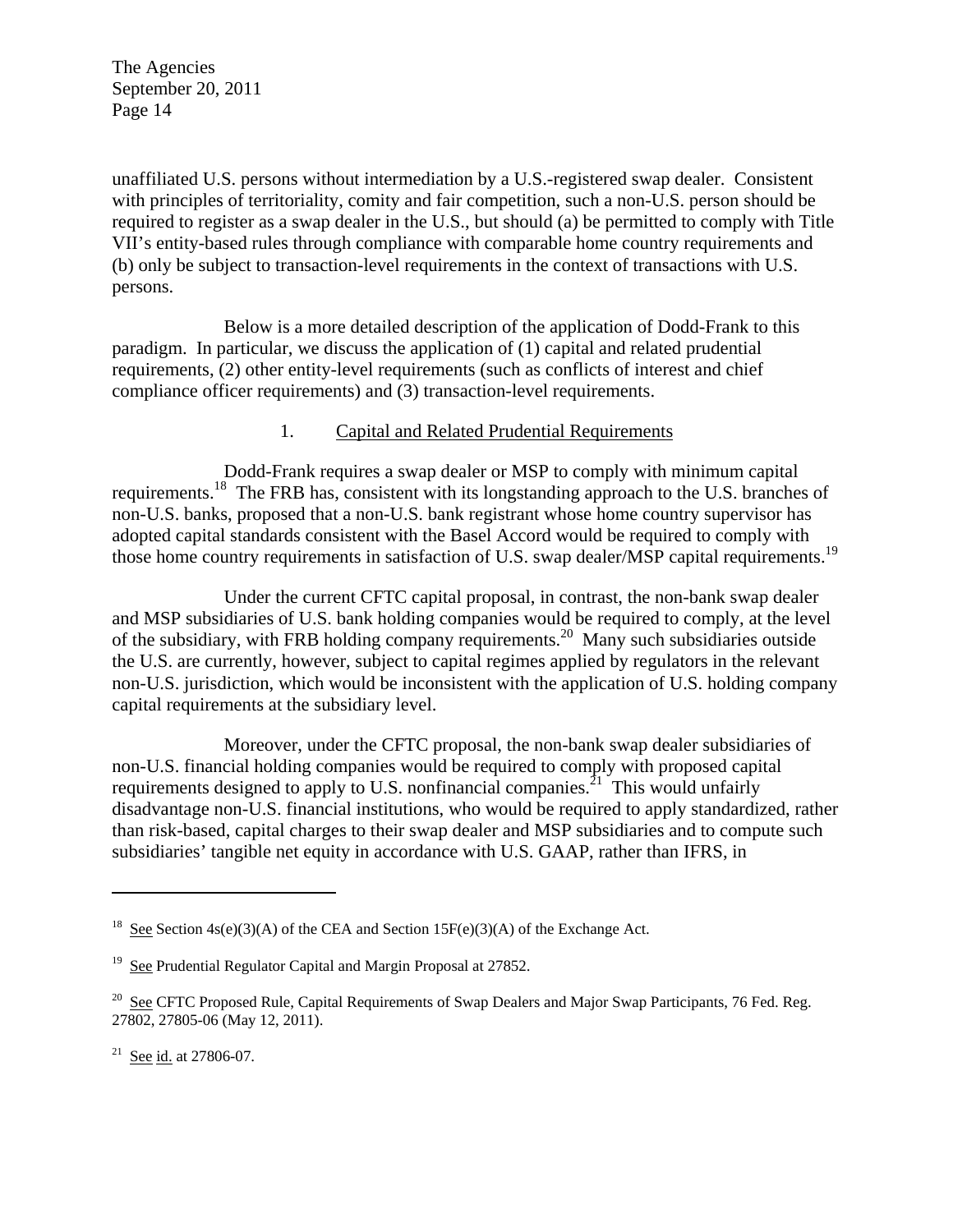unaffiliated U.S. persons without intermediation by a U.S.-registered swap dealer. Consistent with principles of territoriality, comity and fair competition, such a non-U.S. person should be required to register as a swap dealer in the U.S., but should (a) be permitted to comply with Title VII's entity-based rules through compliance with comparable home country requirements and (b) only be subject to transaction-level requirements in the context of transactions with U.S. persons.

Below is a more detailed description of the application of Dodd-Frank to this paradigm. In particular, we discuss the application of (1) capital and related prudential requirements, (2) other entity-level requirements (such as conflicts of interest and chief compliance officer requirements) and (3) transaction-level requirements.

### 1. Capital and Related Prudential Requirements

Dodd-Frank requires a swap dealer or MSP to comply with minimum capital requirements.[18] The FRB has, consistent with its longstanding approach to the U.S. branches of non-U.S. banks, proposed that a non-U.S. bank registrant whose home country supervisor has adopted capital standards consistent with the Basel Accord would be required to comply with those home country requirements in satisfaction of U.S. swap dealer/MSP capital requirements.[19]

Under the current CFTC capital proposal, in contrast, the non-bank swap dealer and MSP subsidiaries of U.S. bank holding companies would be required to comply, at the level of the subsidiary, with FRB holding company requirements.[20] Many such subsidiaries outside the U.S. are currently, however, subject to capital regimes applied by regulators in the relevant non-U.S. jurisdiction, which would be inconsistent with the application of U.S. holding company capital requirements at the subsidiary level.

Moreover, under the CFTC proposal, the non-bank swap dealer subsidiaries of non-U.S. financial holding companies would be required to comply with proposed capital requirements designed to apply to U.S. nonfinancial companies.[21] This would unfairly disadvantage non-U.S. financial institutions, who would be required to apply standardized, rather than risk-based, capital charges to their swap dealer and MSP subsidiaries and to compute such subsidiaries' tangible net equity in accordance with U.S. GAAP, rather than IFRS, in

---

[18] See Section 4s(e)(3)(A) of the CEA and Section 15F(e)(3)(A) of the Exchange Act.

[19] See Prudential Regulator Capital and Margin Proposal at 27852.

[20] See CFTC Proposed Rule, Capital Requirements of Swap Dealers and Major Swap Participants, 76 Fed. Reg. 27802, 27805-06 (May 12, 2011).

[21] See id. at 27806-07.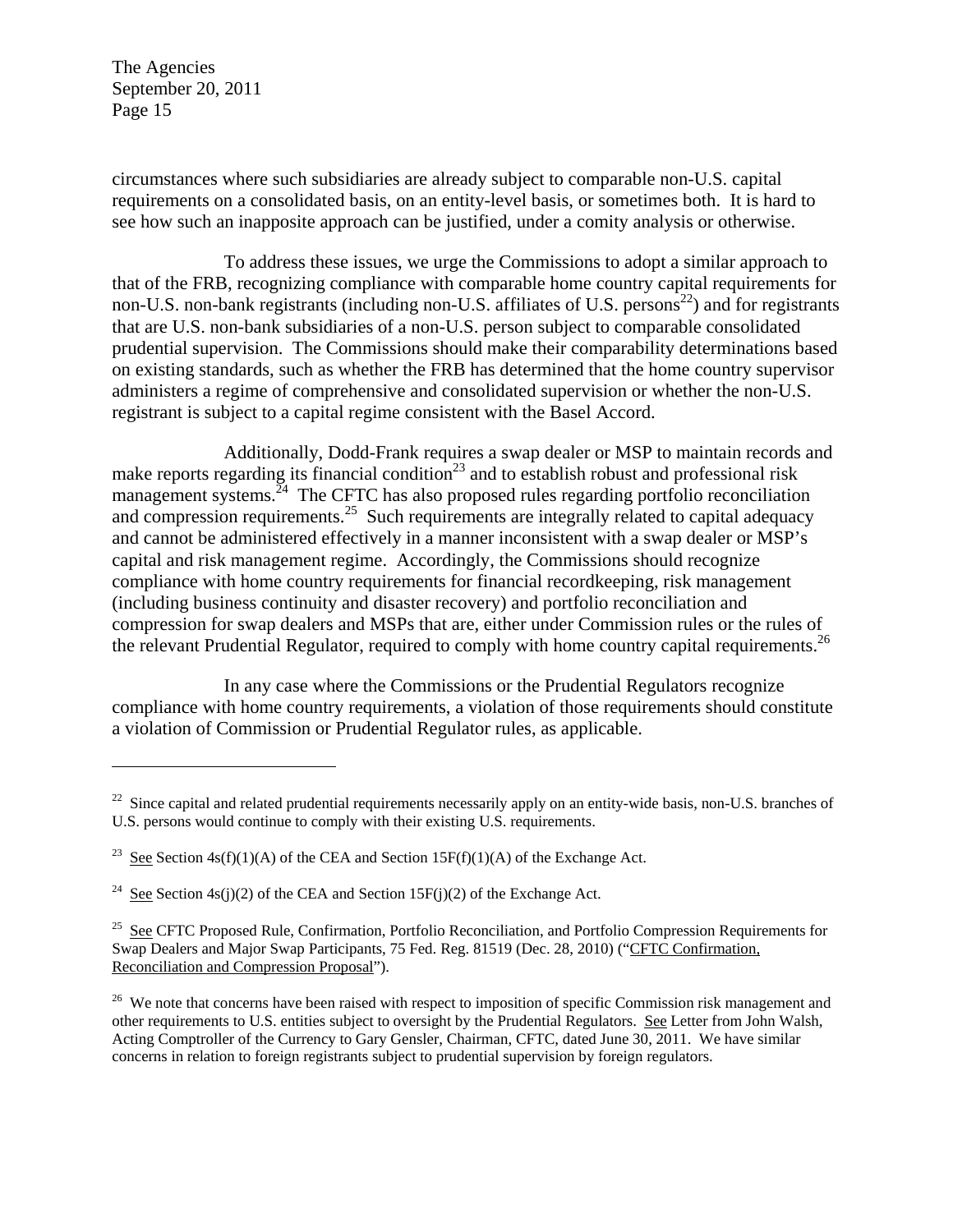circumstances where such subsidiaries are already subject to comparable non-U.S. capital requirements on a consolidated basis, on an entity-level basis, or sometimes both. It is hard to see how such an inapposite approach can be justified, under a comity analysis or otherwise.

To address these issues, we urge the Commissions to adopt a similar approach to that of the FRB, recognizing compliance with comparable home country capital requirements for non-U.S. non-bank registrants (including non-U.S. affiliates of U.S. persons[22]) and for registrants that are U.S. non-bank subsidiaries of a non-U.S. person subject to comparable consolidated prudential supervision. The Commissions should make their comparability determinations based on existing standards, such as whether the FRB has determined that the home country supervisor administers a regime of comprehensive and consolidated supervision or whether the non-U.S. registrant is subject to a capital regime consistent with the Basel Accord.

Additionally, Dodd-Frank requires a swap dealer or MSP to maintain records and make reports regarding its financial condition[23] and to establish robust and professional risk management systems.[24] The CFTC has also proposed rules regarding portfolio reconciliation and compression requirements.[25] Such requirements are integrally related to capital adequacy and cannot be administered effectively in a manner inconsistent with a swap dealer or MSP's capital and risk management regime. Accordingly, the Commissions should recognize compliance with home country requirements for financial recordkeeping, risk management (including business continuity and disaster recovery) and portfolio reconciliation and compression for swap dealers and MSPs that are, either under Commission rules or the rules of the relevant Prudential Regulator, required to comply with home country capital requirements.[26]

In any case where the Commissions or the Prudential Regulators recognize compliance with home country requirements, a violation of those requirements should constitute a violation of Commission or Prudential Regulator rules, as applicable.

---

[22] Since capital and related prudential requirements necessarily apply on an entity-wide basis, non-U.S. branches of U.S. persons would continue to comply with their existing U.S. requirements.

[23] See Section 4s(f)(1)(A) of the CEA and Section 15F(f)(1)(A) of the Exchange Act.

[24] See Section 4s(j)(2) of the CEA and Section 15F(j)(2) of the Exchange Act.

[25] See CFTC Proposed Rule, Confirmation, Portfolio Reconciliation, and Portfolio Compression Requirements for Swap Dealers and Major Swap Participants, 75 Fed. Reg. 81519 (Dec. 28, 2010) ("CFTC Confirmation, Reconciliation and Compression Proposal").

[26] We note that concerns have been raised with respect to imposition of specific Commission risk management and other requirements to U.S. entities subject to oversight by the Prudential Regulators. See Letter from John Walsh, Acting Comptroller of the Currency to Gary Gensler, Chairman, CFTC, dated June 30, 2011. We have similar concerns in relation to foreign registrants subject to prudential supervision by foreign regulators.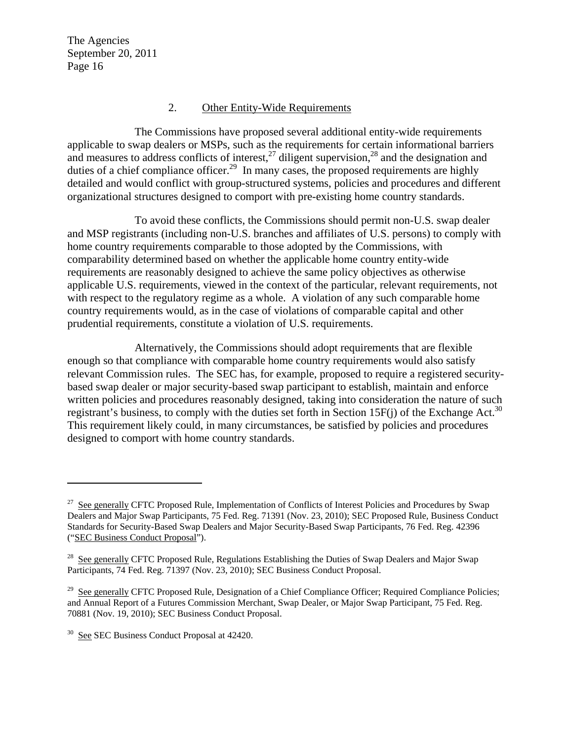### 2. Other Entity-Wide Requirements

The Commissions have proposed several additional entity-wide requirements applicable to swap dealers or MSPs, such as the requirements for certain informational barriers and measures to address conflicts of interest,[27] diligent supervision,[28] and the designation and duties of a chief compliance officer.[29] In many cases, the proposed requirements are highly detailed and would conflict with group-structured systems, policies and procedures and different organizational structures designed to comport with pre-existing home country standards.

To avoid these conflicts, the Commissions should permit non-U.S. swap dealer and MSP registrants (including non-U.S. branches and affiliates of U.S. persons) to comply with home country requirements comparable to those adopted by the Commissions, with comparability determined based on whether the applicable home country entity-wide requirements are reasonably designed to achieve the same policy objectives as otherwise applicable U.S. requirements, viewed in the context of the particular, relevant requirements, not with respect to the regulatory regime as a whole. A violation of any such comparable home country requirements would, as in the case of violations of comparable capital and other prudential requirements, constitute a violation of U.S. requirements.

Alternatively, the Commissions should adopt requirements that are flexible enough so that compliance with comparable home country requirements would also satisfy relevant Commission rules. The SEC has, for example, proposed to require a registered security-based swap dealer or major security-based swap participant to establish, maintain and enforce written policies and procedures reasonably designed, taking into consideration the nature of such registrant's business, to comply with the duties set forth in Section 15F(j) of the Exchange Act.[30] This requirement likely could, in many circumstances, be satisfied by policies and procedures designed to comport with home country standards.

---

[27] See generally CFTC Proposed Rule, Implementation of Conflicts of Interest Policies and Procedures by Swap Dealers and Major Swap Participants, 75 Fed. Reg. 71391 (Nov. 23, 2010); SEC Proposed Rule, Business Conduct Standards for Security-Based Swap Dealers and Major Security-Based Swap Participants, 76 Fed. Reg. 42396 ("SEC Business Conduct Proposal").

[28] See generally CFTC Proposed Rule, Regulations Establishing the Duties of Swap Dealers and Major Swap Participants, 74 Fed. Reg. 71397 (Nov. 23, 2010); SEC Business Conduct Proposal.

[29] See generally CFTC Proposed Rule, Designation of a Chief Compliance Officer; Required Compliance Policies; and Annual Report of a Futures Commission Merchant, Swap Dealer, or Major Swap Participant, 75 Fed. Reg. 70881 (Nov. 19, 2010); SEC Business Conduct Proposal.

[30] See SEC Business Conduct Proposal at 42420.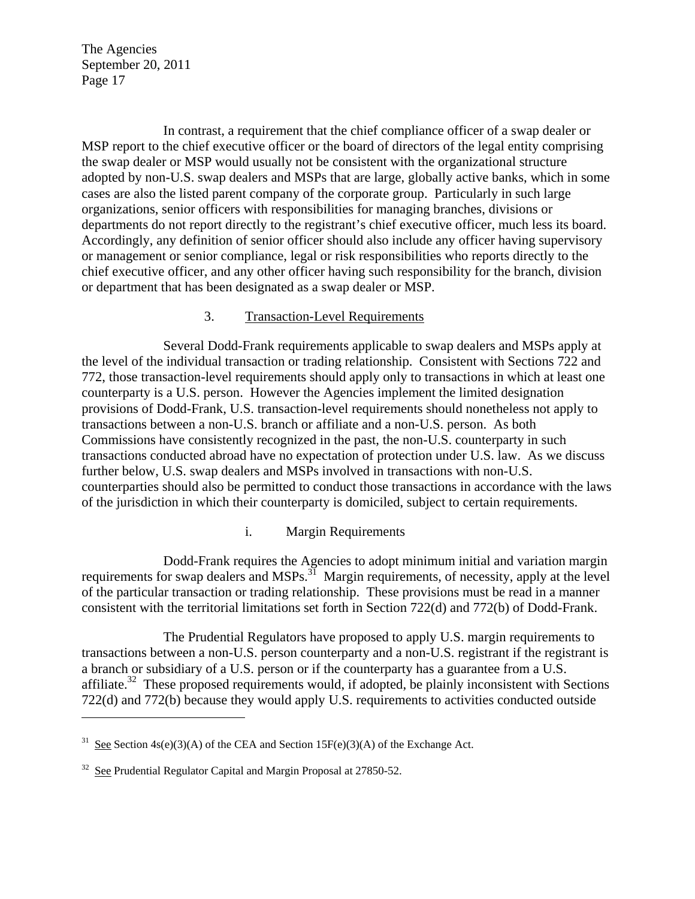In contrast, a requirement that the chief compliance officer of a swap dealer or MSP report to the chief executive officer or the board of directors of the legal entity comprising the swap dealer or MSP would usually not be consistent with the organizational structure adopted by non-U.S. swap dealers and MSPs that are large, globally active banks, which in some cases are also the listed parent company of the corporate group. Particularly in such large organizations, senior officers with responsibilities for managing branches, divisions or departments do not report directly to the registrant's chief executive officer, much less its board. Accordingly, any definition of senior officer should also include any officer having supervisory or management or senior compliance, legal or risk responsibilities who reports directly to the chief executive officer, and any other officer having such responsibility for the branch, division or department that has been designated as a swap dealer or MSP.

### 3. Transaction-Level Requirements

Several Dodd-Frank requirements applicable to swap dealers and MSPs apply at the level of the individual transaction or trading relationship. Consistent with Sections 722 and 772, those transaction-level requirements should apply only to transactions in which at least one counterparty is a U.S. person. However the Agencies implement the limited designation provisions of Dodd-Frank, U.S. transaction-level requirements should nonetheless not apply to transactions between a non-U.S. branch or affiliate and a non-U.S. person. As both Commissions have consistently recognized in the past, the non-U.S. counterparty in such transactions conducted abroad have no expectation of protection under U.S. law. As we discuss further below, U.S. swap dealers and MSPs involved in transactions with non-U.S. counterparties should also be permitted to conduct those transactions in accordance with the laws of the jurisdiction in which their counterparty is domiciled, subject to certain requirements.

#### i. Margin Requirements

Dodd-Frank requires the Agencies to adopt minimum initial and variation margin requirements for swap dealers and MSPs.[31] Margin requirements, of necessity, apply at the level of the particular transaction or trading relationship. These provisions must be read in a manner consistent with the territorial limitations set forth in Section 722(d) and 772(b) of Dodd-Frank.

The Prudential Regulators have proposed to apply U.S. margin requirements to transactions between a non-U.S. person counterparty and a non-U.S. registrant if the registrant is a branch or subsidiary of a U.S. person or if the counterparty has a guarantee from a U.S. affiliate.[32] These proposed requirements would, if adopted, be plainly inconsistent with Sections 722(d) and 772(b) because they would apply U.S. requirements to activities conducted outside

---

[31] See Section 4s(e)(3)(A) of the CEA and Section 15F(e)(3)(A) of the Exchange Act.

[32] See Prudential Regulator Capital and Margin Proposal at 27850-52.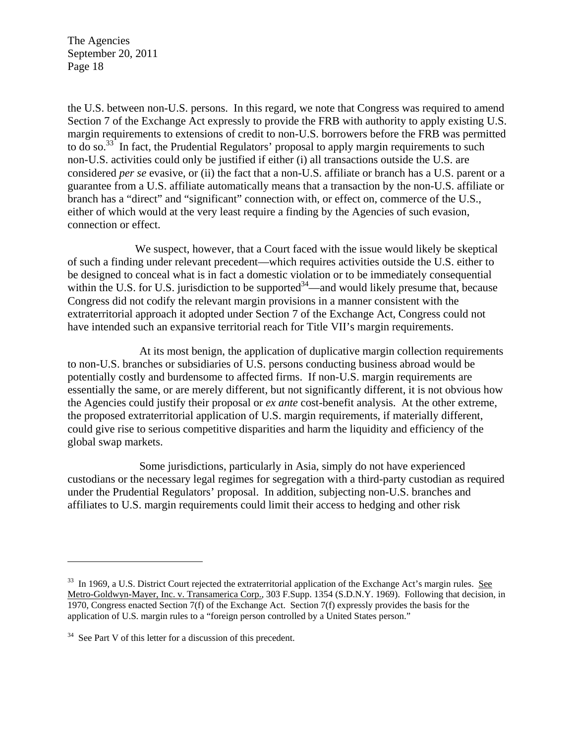the U.S. between non-U.S. persons. In this regard, we note that Congress was required to amend Section 7 of the Exchange Act expressly to provide the FRB with authority to apply existing U.S. margin requirements to extensions of credit to non-U.S. borrowers before the FRB was permitted to do so.[33] In fact, the Prudential Regulators' proposal to apply margin requirements to such non-U.S. activities could only be justified if either (i) all transactions outside the U.S. are considered *per se* evasive, or (ii) the fact that a non-U.S. affiliate or branch has a U.S. parent or a guarantee from a U.S. affiliate automatically means that a transaction by the non-U.S. affiliate or branch has a "direct" and "significant" connection with, or effect on, commerce of the U.S., either of which would at the very least require a finding by the Agencies of such evasion, connection or effect.

We suspect, however, that a Court faced with the issue would likely be skeptical of such a finding under relevant precedent—which requires activities outside the U.S. either to be designed to conceal what is in fact a domestic violation or to be immediately consequential within the U.S. for U.S. jurisdiction to be supported[34]—and would likely presume that, because Congress did not codify the relevant margin provisions in a manner consistent with the extraterritorial approach it adopted under Section 7 of the Exchange Act, Congress could not have intended such an expansive territorial reach for Title VII's margin requirements.

At its most benign, the application of duplicative margin collection requirements to non-U.S. branches or subsidiaries of U.S. persons conducting business abroad would be potentially costly and burdensome to affected firms. If non-U.S. margin requirements are essentially the same, or are merely different, but not significantly different, it is not obvious how the Agencies could justify their proposal or *ex ante* cost-benefit analysis. At the other extreme, the proposed extraterritorial application of U.S. margin requirements, if materially different, could give rise to serious competitive disparities and harm the liquidity and efficiency of the global swap markets.

Some jurisdictions, particularly in Asia, simply do not have experienced custodians or the necessary legal regimes for segregation with a third-party custodian as required under the Prudential Regulators' proposal. In addition, subjecting non-U.S. branches and affiliates to U.S. margin requirements could limit their access to hedging and other risk

---

[33] In 1969, a U.S. District Court rejected the extraterritorial application of the Exchange Act's margin rules. See Metro-Goldwyn-Mayer, Inc. v. Transamerica Corp., 303 F.Supp. 1354 (S.D.N.Y. 1969). Following that decision, in 1970, Congress enacted Section 7(f) of the Exchange Act. Section 7(f) expressly provides the basis for the application of U.S. margin rules to a "foreign person controlled by a United States person."

[34] See Part V of this letter for a discussion of this precedent.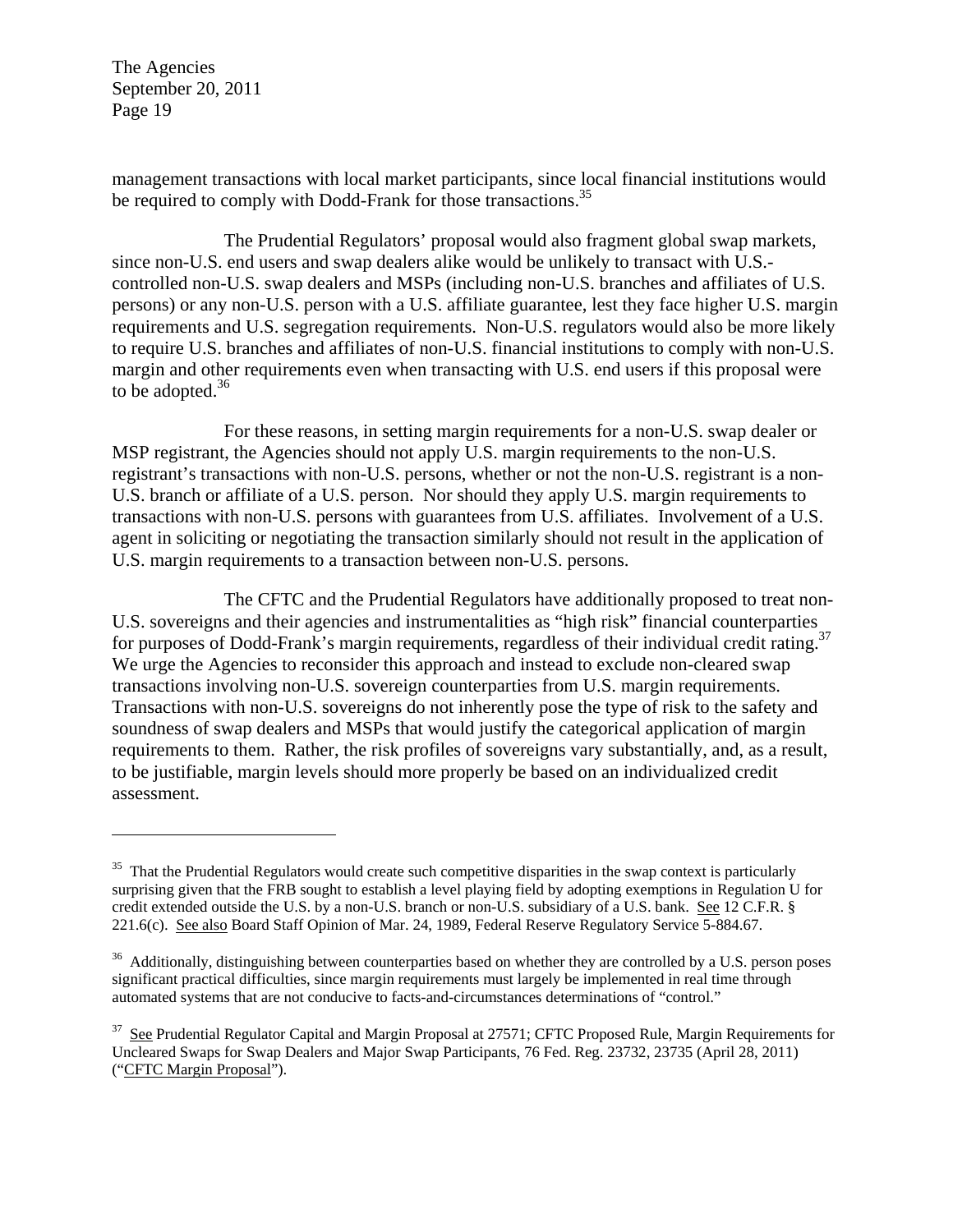management transactions with local market participants, since local financial institutions would be required to comply with Dodd-Frank for those transactions.[35]

The Prudential Regulators' proposal would also fragment global swap markets, since non-U.S. end users and swap dealers alike would be unlikely to transact with U.S.-controlled non-U.S. swap dealers and MSPs (including non-U.S. branches and affiliates of U.S. persons) or any non-U.S. person with a U.S. affiliate guarantee, lest they face higher U.S. margin requirements and U.S. segregation requirements. Non-U.S. regulators would also be more likely to require U.S. branches and affiliates of non-U.S. financial institutions to comply with non-U.S. margin and other requirements even when transacting with U.S. end users if this proposal were to be adopted.[36]

For these reasons, in setting margin requirements for a non-U.S. swap dealer or MSP registrant, the Agencies should not apply U.S. margin requirements to the non-U.S. registrant's transactions with non-U.S. persons, whether or not the non-U.S. registrant is a non-U.S. branch or affiliate of a U.S. person. Nor should they apply U.S. margin requirements to transactions with non-U.S. persons with guarantees from U.S. affiliates. Involvement of a U.S. agent in soliciting or negotiating the transaction similarly should not result in the application of U.S. margin requirements to a transaction between non-U.S. persons.

The CFTC and the Prudential Regulators have additionally proposed to treat non-U.S. sovereigns and their agencies and instrumentalities as "high risk" financial counterparties for purposes of Dodd-Frank's margin requirements, regardless of their individual credit rating.[37] We urge the Agencies to reconsider this approach and instead to exclude non-cleared swap transactions involving non-U.S. sovereign counterparties from U.S. margin requirements. Transactions with non-U.S. sovereigns do not inherently pose the type of risk to the safety and soundness of swap dealers and MSPs that would justify the categorical application of margin requirements to them. Rather, the risk profiles of sovereigns vary substantially, and, as a result, to be justifiable, margin levels should more properly be based on an individualized credit assessment.

---

[35] That the Prudential Regulators would create such competitive disparities in the swap context is particularly surprising given that the FRB sought to establish a level playing field by adopting exemptions in Regulation U for credit extended outside the U.S. by a non-U.S. branch or non-U.S. subsidiary of a U.S. bank. See 12 C.F.R. § 221.6(c). See also Board Staff Opinion of Mar. 24, 1989, Federal Reserve Regulatory Service 5-884.67.

[36] Additionally, distinguishing between counterparties based on whether they are controlled by a U.S. person poses significant practical difficulties, since margin requirements must largely be implemented in real time through automated systems that are not conducive to facts-and-circumstances determinations of "control."

[37] See Prudential Regulator Capital and Margin Proposal at 27571; CFTC Proposed Rule, Margin Requirements for Uncleared Swaps for Swap Dealers and Major Swap Participants, 76 Fed. Reg. 23732, 23735 (April 28, 2011) ("CFTC Margin Proposal").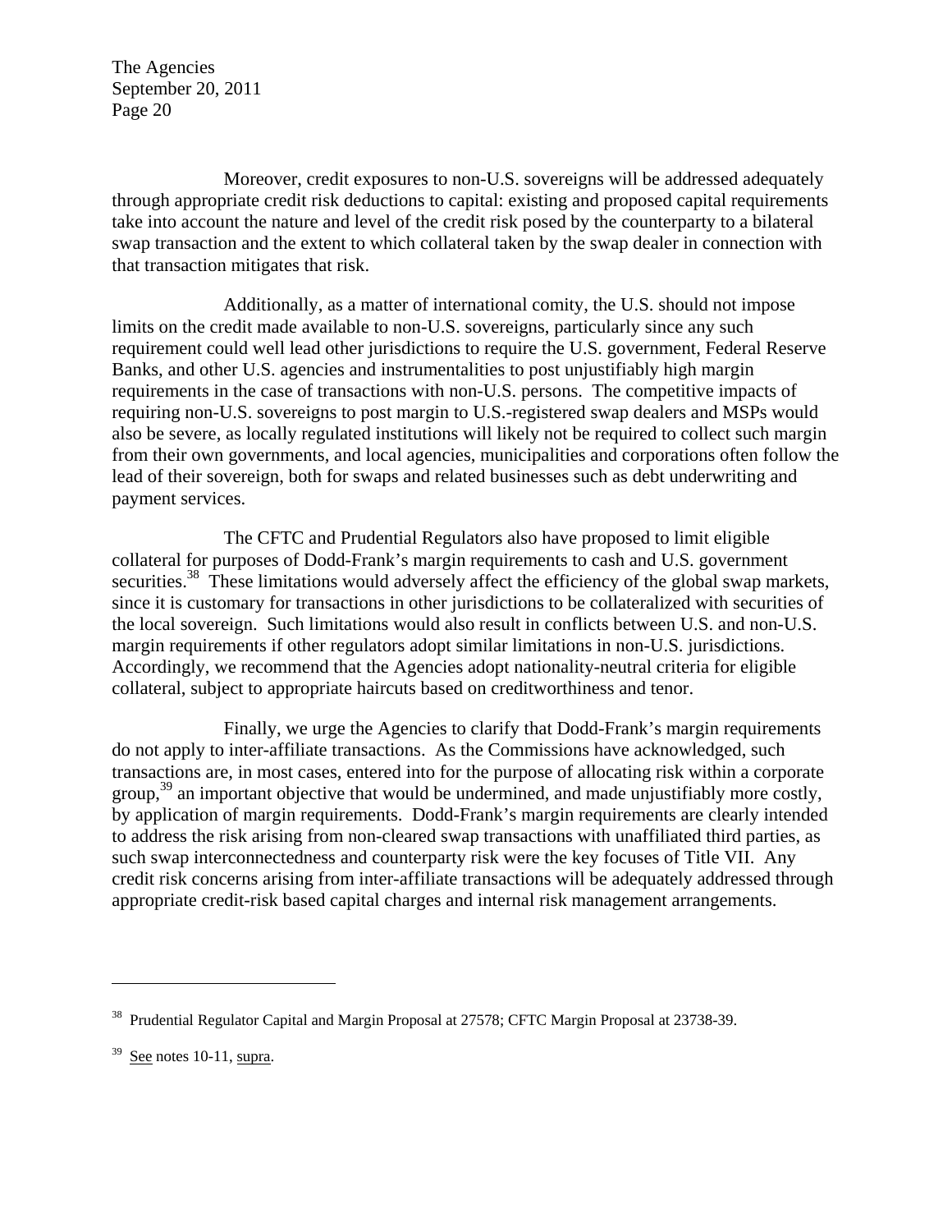Moreover, credit exposures to non-U.S. sovereigns will be addressed adequately through appropriate credit risk deductions to capital: existing and proposed capital requirements take into account the nature and level of the credit risk posed by the counterparty to a bilateral swap transaction and the extent to which collateral taken by the swap dealer in connection with that transaction mitigates that risk.

Additionally, as a matter of international comity, the U.S. should not impose limits on the credit made available to non-U.S. sovereigns, particularly since any such requirement could well lead other jurisdictions to require the U.S. government, Federal Reserve Banks, and other U.S. agencies and instrumentalities to post unjustifiably high margin requirements in the case of transactions with non-U.S. persons. The competitive impacts of requiring non-U.S. sovereigns to post margin to U.S.-registered swap dealers and MSPs would also be severe, as locally regulated institutions will likely not be required to collect such margin from their own governments, and local agencies, municipalities and corporations often follow the lead of their sovereign, both for swaps and related businesses such as debt underwriting and payment services.

The CFTC and Prudential Regulators also have proposed to limit eligible collateral for purposes of Dodd-Frank's margin requirements to cash and U.S. government securities.[38] These limitations would adversely affect the efficiency of the global swap markets, since it is customary for transactions in other jurisdictions to be collateralized with securities of the local sovereign. Such limitations would also result in conflicts between U.S. and non-U.S. margin requirements if other regulators adopt similar limitations in non-U.S. jurisdictions. Accordingly, we recommend that the Agencies adopt nationality-neutral criteria for eligible collateral, subject to appropriate haircuts based on creditworthiness and tenor.

Finally, we urge the Agencies to clarify that Dodd-Frank's margin requirements do not apply to inter-affiliate transactions. As the Commissions have acknowledged, such transactions are, in most cases, entered into for the purpose of allocating risk within a corporate group,[39] an important objective that would be undermined, and made unjustifiably more costly, by application of margin requirements. Dodd-Frank's margin requirements are clearly intended to address the risk arising from non-cleared swap transactions with unaffiliated third parties, as such swap interconnectedness and counterparty risk were the key focuses of Title VII. Any credit risk concerns arising from inter-affiliate transactions will be adequately addressed through appropriate credit-risk based capital charges and internal risk management arrangements.

---

[38] Prudential Regulator Capital and Margin Proposal at 27578; CFTC Margin Proposal at 23738-39.

[39] See notes 10-11, supra.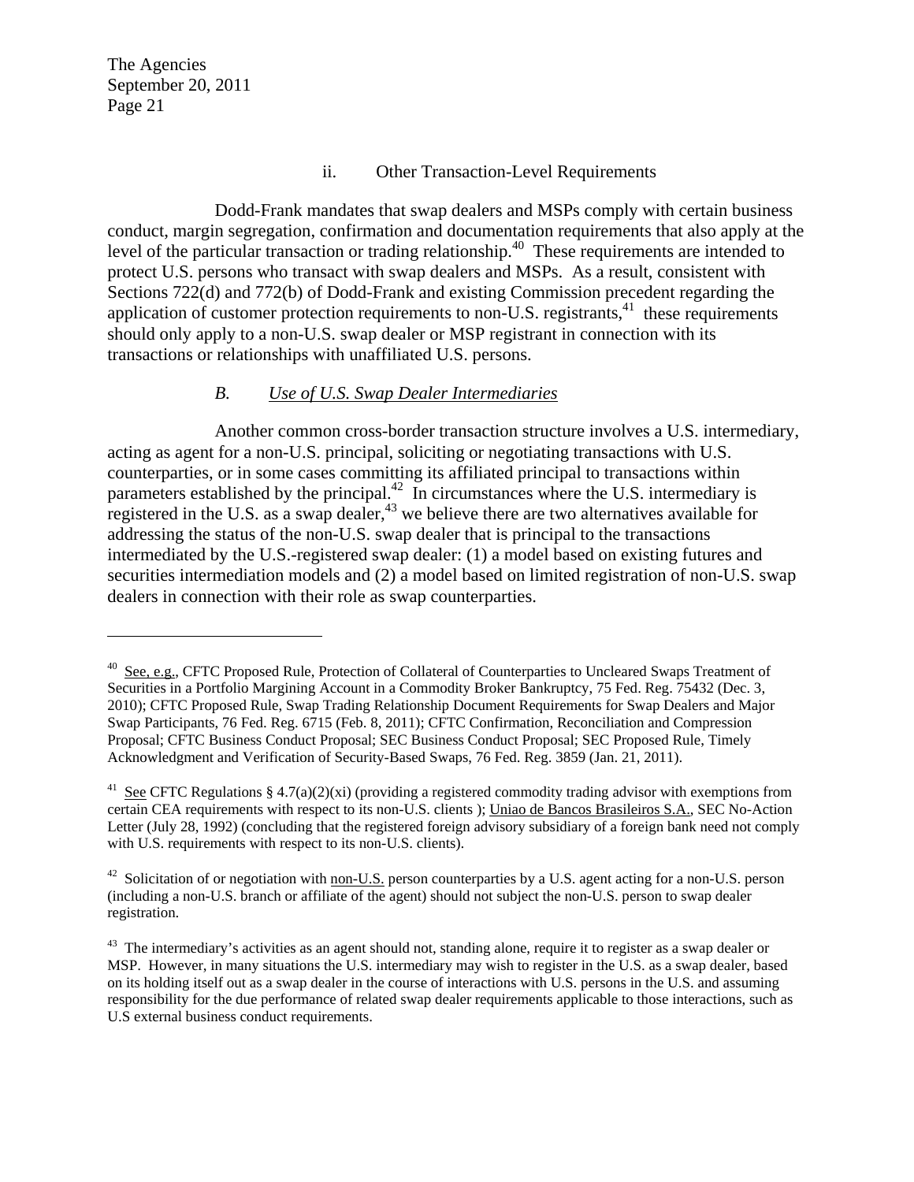ii. Other Transaction-Level Requirements

Dodd-Frank mandates that swap dealers and MSPs comply with certain business conduct, margin segregation, confirmation and documentation requirements that also apply at the level of the particular transaction or trading relationship.[40] These requirements are intended to protect U.S. persons who transact with swap dealers and MSPs. As a result, consistent with Sections 722(d) and 772(b) of Dodd-Frank and existing Commission precedent regarding the application of customer protection requirements to non-U.S. registrants,[41] these requirements should only apply to a non-U.S. swap dealer or MSP registrant in connection with its transactions or relationships with unaffiliated U.S. persons.

### *B. Use of U.S. Swap Dealer Intermediaries*

Another common cross-border transaction structure involves a U.S. intermediary, acting as agent for a non-U.S. principal, soliciting or negotiating transactions with U.S. counterparties, or in some cases committing its affiliated principal to transactions within parameters established by the principal.[42] In circumstances where the U.S. intermediary is registered in the U.S. as a swap dealer,[43] we believe there are two alternatives available for addressing the status of the non-U.S. swap dealer that is principal to the transactions intermediated by the U.S.-registered swap dealer: (1) a model based on existing futures and securities intermediation models and (2) a model based on limited registration of non-U.S. swap dealers in connection with their role as swap counterparties.

---

[40] See, e.g., CFTC Proposed Rule, Protection of Collateral of Counterparties to Uncleared Swaps Treatment of Securities in a Portfolio Margining Account in a Commodity Broker Bankruptcy, 75 Fed. Reg. 75432 (Dec. 3, 2010); CFTC Proposed Rule, Swap Trading Relationship Document Requirements for Swap Dealers and Major Swap Participants, 76 Fed. Reg. 6715 (Feb. 8, 2011); CFTC Confirmation, Reconciliation and Compression Proposal; CFTC Business Conduct Proposal; SEC Business Conduct Proposal; SEC Proposed Rule, Timely Acknowledgment and Verification of Security-Based Swaps, 76 Fed. Reg. 3859 (Jan. 21, 2011).

[41] See CFTC Regulations § 4.7(a)(2)(xi) (providing a registered commodity trading advisor with exemptions from certain CEA requirements with respect to its non-U.S. clients ); Uniao de Bancos Brasileiros S.A., SEC No-Action Letter (July 28, 1992) (concluding that the registered foreign advisory subsidiary of a foreign bank need not comply with U.S. requirements with respect to its non-U.S. clients).

[42] Solicitation of or negotiation with non-U.S. person counterparties by a U.S. agent acting for a non-U.S. person (including a non-U.S. branch or affiliate of the agent) should not subject the non-U.S. person to swap dealer registration.

[43] The intermediary's activities as an agent should not, standing alone, require it to register as a swap dealer or MSP. However, in many situations the U.S. intermediary may wish to register in the U.S. as a swap dealer, based on its holding itself out as a swap dealer in the course of interactions with U.S. persons in the U.S. and assuming responsibility for the due performance of related swap dealer requirements applicable to those interactions, such as U.S external business conduct requirements.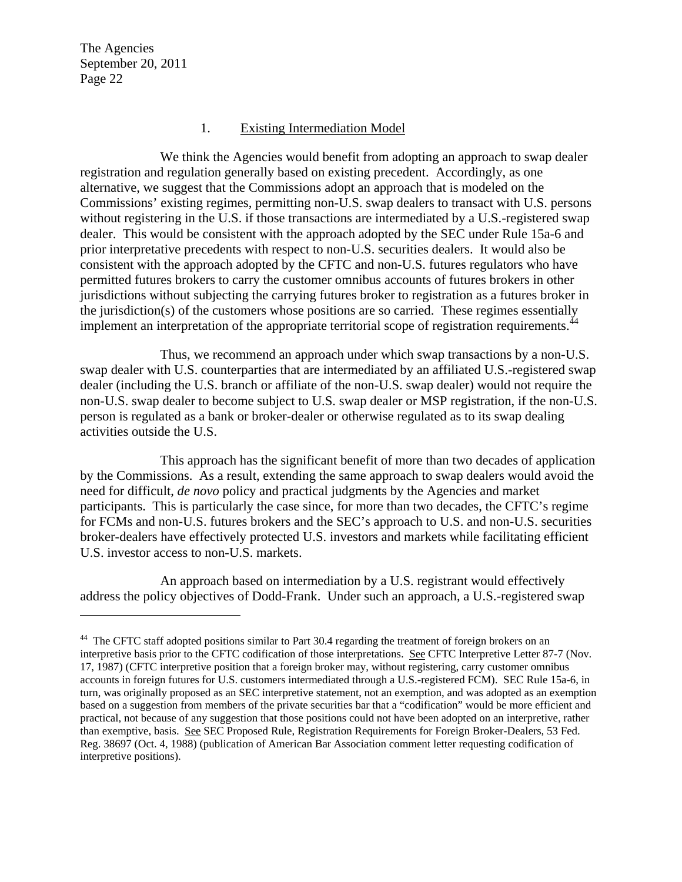### 1. Existing Intermediation Model

We think the Agencies would benefit from adopting an approach to swap dealer registration and regulation generally based on existing precedent. Accordingly, as one alternative, we suggest that the Commissions adopt an approach that is modeled on the Commissions' existing regimes, permitting non-U.S. swap dealers to transact with U.S. persons without registering in the U.S. if those transactions are intermediated by a U.S.-registered swap dealer. This would be consistent with the approach adopted by the SEC under Rule 15a-6 and prior interpretative precedents with respect to non-U.S. securities dealers. It would also be consistent with the approach adopted by the CFTC and non-U.S. futures regulators who have permitted futures brokers to carry the customer omnibus accounts of futures brokers in other jurisdictions without subjecting the carrying futures broker to registration as a futures broker in the jurisdiction(s) of the customers whose positions are so carried. These regimes essentially implement an interpretation of the appropriate territorial scope of registration requirements.[44]

Thus, we recommend an approach under which swap transactions by a non-U.S. swap dealer with U.S. counterparties that are intermediated by an affiliated U.S.-registered swap dealer (including the U.S. branch or affiliate of the non-U.S. swap dealer) would not require the non-U.S. swap dealer to become subject to U.S. swap dealer or MSP registration, if the non-U.S. person is regulated as a bank or broker-dealer or otherwise regulated as to its swap dealing activities outside the U.S.

This approach has the significant benefit of more than two decades of application by the Commissions. As a result, extending the same approach to swap dealers would avoid the need for difficult, *de novo* policy and practical judgments by the Agencies and market participants. This is particularly the case since, for more than two decades, the CFTC's regime for FCMs and non-U.S. futures brokers and the SEC's approach to U.S. and non-U.S. securities broker-dealers have effectively protected U.S. investors and markets while facilitating efficient U.S. investor access to non-U.S. markets.

An approach based on intermediation by a U.S. registrant would effectively address the policy objectives of Dodd-Frank. Under such an approach, a U.S.-registered swap

---

[44] The CFTC staff adopted positions similar to Part 30.4 regarding the treatment of foreign brokers on an interpretive basis prior to the CFTC codification of those interpretations. See CFTC Interpretive Letter 87-7 (Nov. 17, 1987) (CFTC interpretive position that a foreign broker may, without registering, carry customer omnibus accounts in foreign futures for U.S. customers intermediated through a U.S.-registered FCM). SEC Rule 15a-6, in turn, was originally proposed as an SEC interpretive statement, not an exemption, and was adopted as an exemption based on a suggestion from members of the private securities bar that a "codification" would be more efficient and practical, not because of any suggestion that those positions could not have been adopted on an interpretive, rather than exemptive, basis. See SEC Proposed Rule, Registration Requirements for Foreign Broker-Dealers, 53 Fed. Reg. 38697 (Oct. 4, 1988) (publication of American Bar Association comment letter requesting codification of interpretive positions).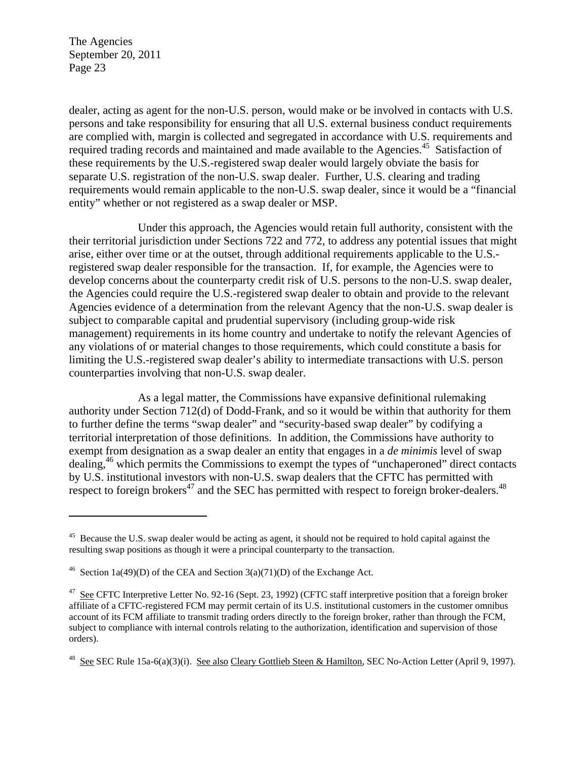dealer, acting as agent for the non-U.S. person, would make or be involved in contacts with U.S. persons and take responsibility for ensuring that all U.S. external business conduct requirements are complied with, margin is collected and segregated in accordance with U.S. requirements and required trading records and maintained and made available to the Agencies.[45] Satisfaction of these requirements by the U.S.-registered swap dealer would largely obviate the basis for separate U.S. registration of the non-U.S. swap dealer. Further, U.S. clearing and trading requirements would remain applicable to the non-U.S. swap dealer, since it would be a "financial entity" whether or not registered as a swap dealer or MSP.

Under this approach, the Agencies would retain full authority, consistent with the their territorial jurisdiction under Sections 722 and 772, to address any potential issues that might arise, either over time or at the outset, through additional requirements applicable to the U.S.-registered swap dealer responsible for the transaction. If, for example, the Agencies were to develop concerns about the counterparty credit risk of U.S. persons to the non-U.S. swap dealer, the Agencies could require the U.S.-registered swap dealer to obtain and provide to the relevant Agencies evidence of a determination from the relevant Agency that the non-U.S. swap dealer is subject to comparable capital and prudential supervisory (including group-wide risk management) requirements in its home country and undertake to notify the relevant Agencies of any violations of or material changes to those requirements, which could constitute a basis for limiting the U.S.-registered swap dealer's ability to intermediate transactions with U.S. person counterparties involving that non-U.S. swap dealer.

As a legal matter, the Commissions have expansive definitional rulemaking authority under Section 712(d) of Dodd-Frank, and so it would be within that authority for them to further define the terms "swap dealer" and "security-based swap dealer" by codifying a territorial interpretation of those definitions. In addition, the Commissions have authority to exempt from designation as a swap dealer an entity that engages in a *de minimis* level of swap dealing,[46] which permits the Commissions to exempt the types of "unchaperoned" direct contacts by U.S. institutional investors with non-U.S. swap dealers that the CFTC has permitted with respect to foreign brokers[47] and the SEC has permitted with respect to foreign broker-dealers.[48]

---

[45] Because the U.S. swap dealer would be acting as agent, it should not be required to hold capital against the resulting swap positions as though it were a principal counterparty to the transaction.

[46] Section 1a(49)(D) of the CEA and Section 3(a)(71)(D) of the Exchange Act.

[47] See CFTC Interpretive Letter No. 92-16 (Sept. 23, 1992) (CFTC staff interpretive position that a foreign broker affiliate of a CFTC-registered FCM may permit certain of its U.S. institutional customers in the customer omnibus account of its FCM affiliate to transmit trading orders directly to the foreign broker, rather than through the FCM, subject to compliance with internal controls relating to the authorization, identification and supervision of those orders).

[48] See SEC Rule 15a-6(a)(3)(i). See also Cleary Gottlieb Steen & Hamilton, SEC No-Action Letter (April 9, 1997).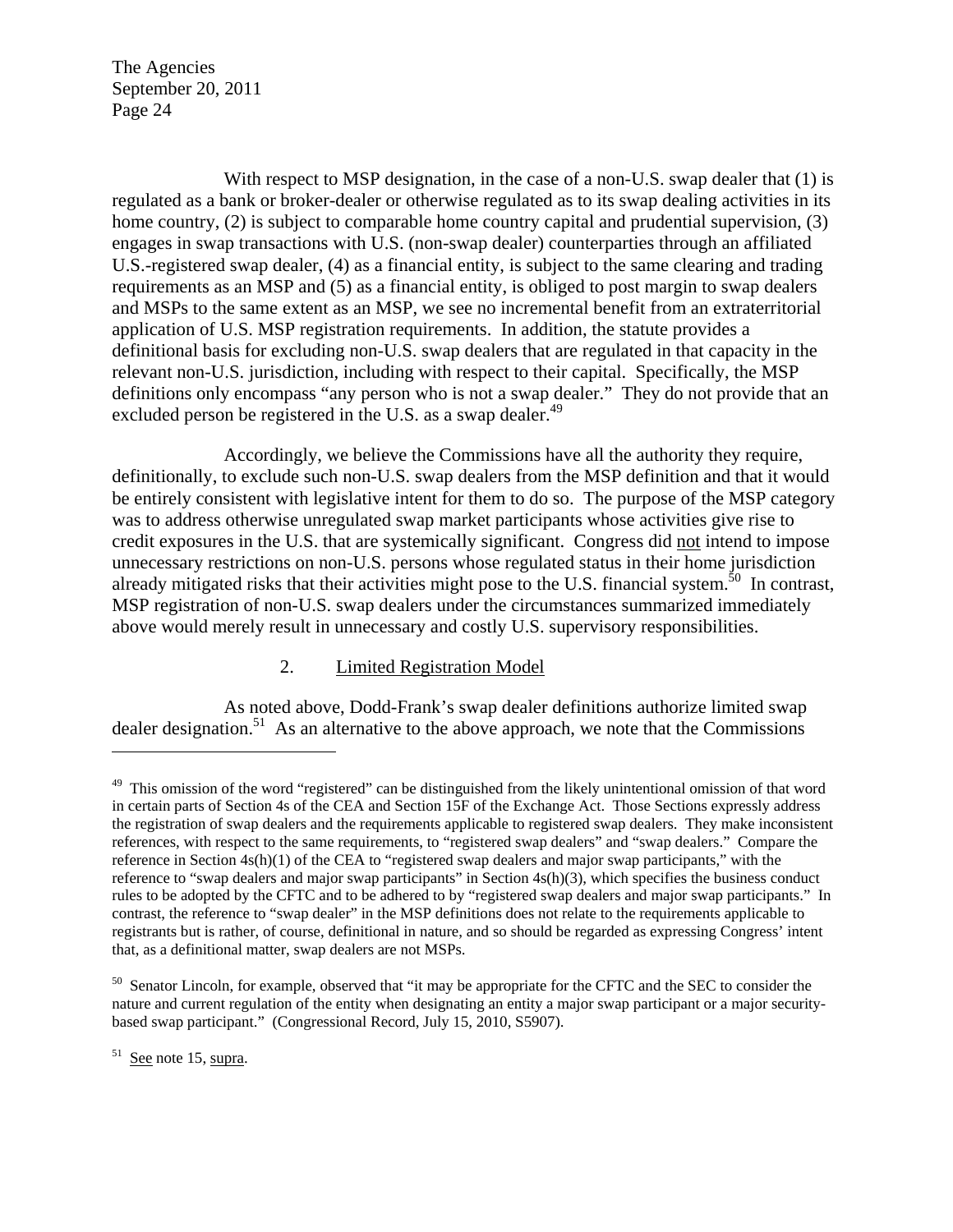With respect to MSP designation, in the case of a non-U.S. swap dealer that (1) is regulated as a bank or broker-dealer or otherwise regulated as to its swap dealing activities in its home country, (2) is subject to comparable home country capital and prudential supervision, (3) engages in swap transactions with U.S. (non-swap dealer) counterparties through an affiliated U.S.-registered swap dealer, (4) as a financial entity, is subject to the same clearing and trading requirements as an MSP and (5) as a financial entity, is obliged to post margin to swap dealers and MSPs to the same extent as an MSP, we see no incremental benefit from an extraterritorial application of U.S. MSP registration requirements. In addition, the statute provides a definitional basis for excluding non-U.S. swap dealers that are regulated in that capacity in the relevant non-U.S. jurisdiction, including with respect to their capital. Specifically, the MSP definitions only encompass "any person who is not a swap dealer." They do not provide that an excluded person be registered in the U.S. as a swap dealer.[49]

Accordingly, we believe the Commissions have all the authority they require, definitionally, to exclude such non-U.S. swap dealers from the MSP definition and that it would be entirely consistent with legislative intent for them to do so. The purpose of the MSP category was to address otherwise unregulated swap market participants whose activities give rise to credit exposures in the U.S. that are systemically significant. Congress did not intend to impose unnecessary restrictions on non-U.S. persons whose regulated status in their home jurisdiction already mitigated risks that their activities might pose to the U.S. financial system.[50] In contrast, MSP registration of non-U.S. swap dealers under the circumstances summarized immediately above would merely result in unnecessary and costly U.S. supervisory responsibilities.

2. Limited Registration Model

As noted above, Dodd-Frank's swap dealer definitions authorize limited swap dealer designation.[51] As an alternative to the above approach, we note that the Commissions

---

[49] This omission of the word "registered" can be distinguished from the likely unintentional omission of that word in certain parts of Section 4s of the CEA and Section 15F of the Exchange Act. Those Sections expressly address the registration of swap dealers and the requirements applicable to registered swap dealers. They make inconsistent references, with respect to the same requirements, to "registered swap dealers" and "swap dealers." Compare the reference in Section 4s(h)(1) of the CEA to "registered swap dealers and major swap participants," with the reference to "swap dealers and major swap participants" in Section 4s(h)(3), which specifies the business conduct rules to be adopted by the CFTC and to be adhered to by "registered swap dealers and major swap participants." In contrast, the reference to "swap dealer" in the MSP definitions does not relate to the requirements applicable to registrants but is rather, of course, definitional in nature, and so should be regarded as expressing Congress' intent that, as a definitional matter, swap dealers are not MSPs.

[50] Senator Lincoln, for example, observed that "it may be appropriate for the CFTC and the SEC to consider the nature and current regulation of the entity when designating an entity a major swap participant or a major security-based swap participant." (Congressional Record, July 15, 2010, S5907).

[51] See note 15, supra.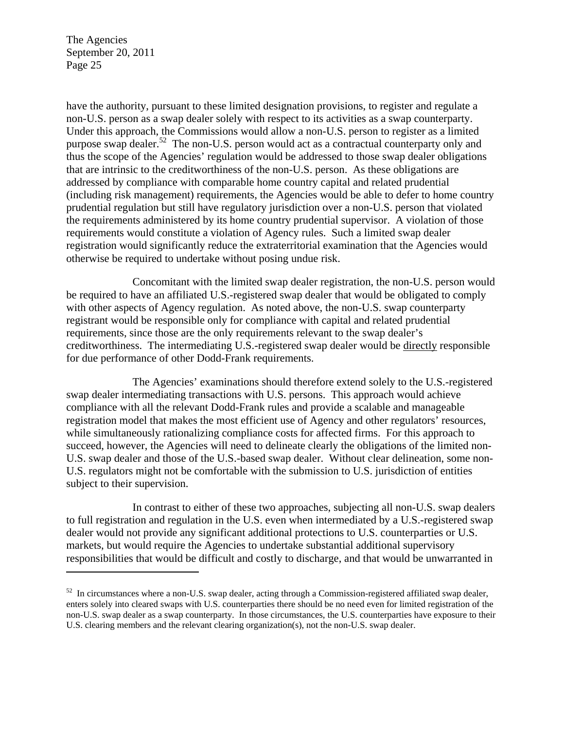have the authority, pursuant to these limited designation provisions, to register and regulate a non-U.S. person as a swap dealer solely with respect to its activities as a swap counterparty. Under this approach, the Commissions would allow a non-U.S. person to register as a limited purpose swap dealer.[52] The non-U.S. person would act as a contractual counterparty only and thus the scope of the Agencies' regulation would be addressed to those swap dealer obligations that are intrinsic to the creditworthiness of the non-U.S. person. As these obligations are addressed by compliance with comparable home country capital and related prudential (including risk management) requirements, the Agencies would be able to defer to home country prudential regulation but still have regulatory jurisdiction over a non-U.S. person that violated the requirements administered by its home country prudential supervisor. A violation of those requirements would constitute a violation of Agency rules. Such a limited swap dealer registration would significantly reduce the extraterritorial examination that the Agencies would otherwise be required to undertake without posing undue risk.

Concomitant with the limited swap dealer registration, the non-U.S. person would be required to have an affiliated U.S.-registered swap dealer that would be obligated to comply with other aspects of Agency regulation. As noted above, the non-U.S. swap counterparty registrant would be responsible only for compliance with capital and related prudential requirements, since those are the only requirements relevant to the swap dealer's creditworthiness. The intermediating U.S.-registered swap dealer would be directly responsible for due performance of other Dodd-Frank requirements.

The Agencies' examinations should therefore extend solely to the U.S.-registered swap dealer intermediating transactions with U.S. persons. This approach would achieve compliance with all the relevant Dodd-Frank rules and provide a scalable and manageable registration model that makes the most efficient use of Agency and other regulators' resources, while simultaneously rationalizing compliance costs for affected firms. For this approach to succeed, however, the Agencies will need to delineate clearly the obligations of the limited non-U.S. swap dealer and those of the U.S.-based swap dealer. Without clear delineation, some non-U.S. regulators might not be comfortable with the submission to U.S. jurisdiction of entities subject to their supervision.

In contrast to either of these two approaches, subjecting all non-U.S. swap dealers to full registration and regulation in the U.S. even when intermediated by a U.S.-registered swap dealer would not provide any significant additional protections to U.S. counterparties or U.S. markets, but would require the Agencies to undertake substantial additional supervisory responsibilities that would be difficult and costly to discharge, and that would be unwarranted in

---

[52] In circumstances where a non-U.S. swap dealer, acting through a Commission-registered affiliated swap dealer, enters solely into cleared swaps with U.S. counterparties there should be no need even for limited registration of the non-U.S. swap dealer as a swap counterparty. In those circumstances, the U.S. counterparties have exposure to their U.S. clearing members and the relevant clearing organization(s), not the non-U.S. swap dealer.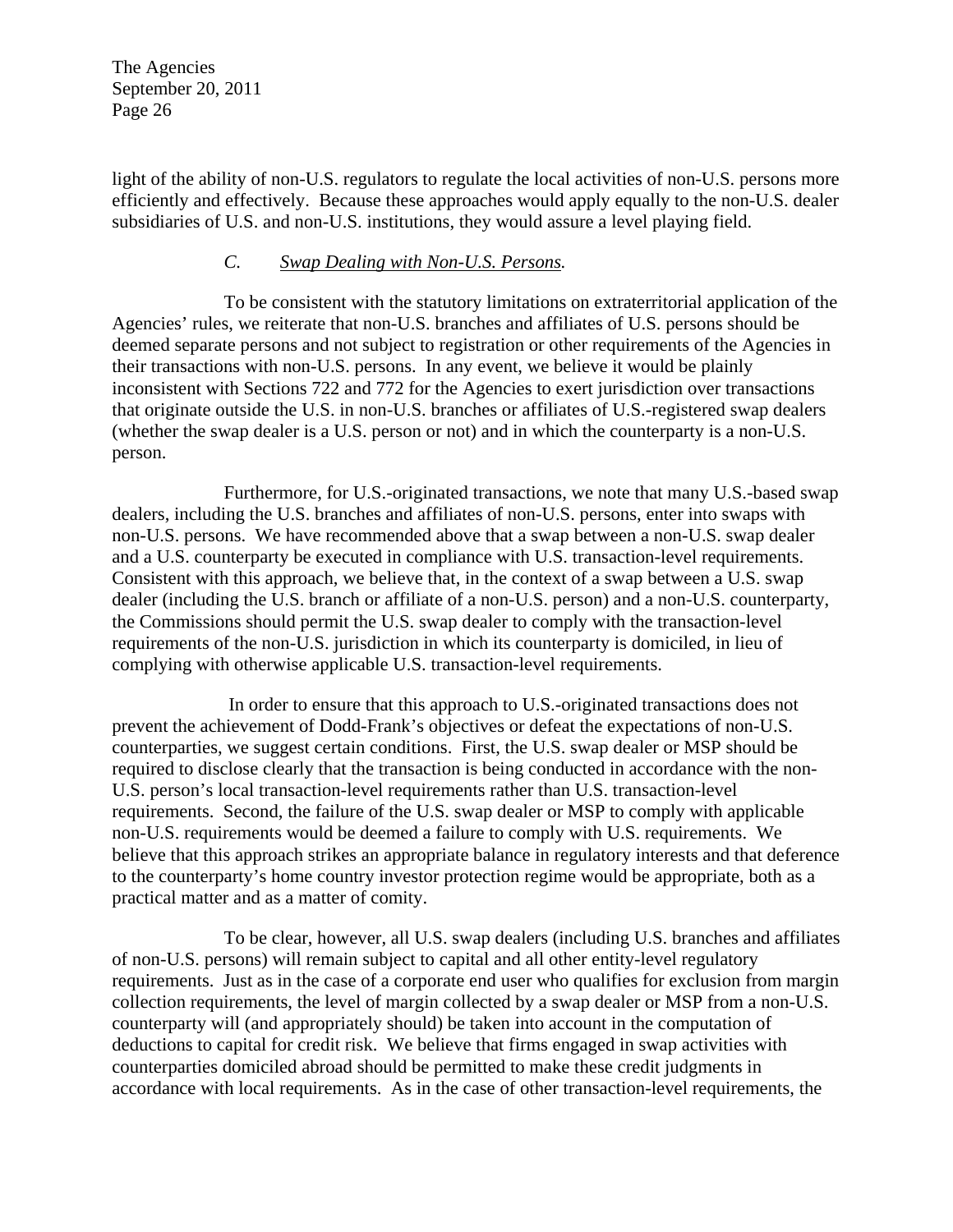light of the ability of non-U.S. regulators to regulate the local activities of non-U.S. persons more efficiently and effectively. Because these approaches would apply equally to the non-U.S. dealer subsidiaries of U.S. and non-U.S. institutions, they would assure a level playing field.

### C. *Swap Dealing with Non-U.S. Persons.*

To be consistent with the statutory limitations on extraterritorial application of the Agencies' rules, we reiterate that non-U.S. branches and affiliates of U.S. persons should be deemed separate persons and not subject to registration or other requirements of the Agencies in their transactions with non-U.S. persons. In any event, we believe it would be plainly inconsistent with Sections 722 and 772 for the Agencies to exert jurisdiction over transactions that originate outside the U.S. in non-U.S. branches or affiliates of U.S.-registered swap dealers (whether the swap dealer is a U.S. person or not) and in which the counterparty is a non-U.S. person.

Furthermore, for U.S.-originated transactions, we note that many U.S.-based swap dealers, including the U.S. branches and affiliates of non-U.S. persons, enter into swaps with non-U.S. persons. We have recommended above that a swap between a non-U.S. swap dealer and a U.S. counterparty be executed in compliance with U.S. transaction-level requirements. Consistent with this approach, we believe that, in the context of a swap between a U.S. swap dealer (including the U.S. branch or affiliate of a non-U.S. person) and a non-U.S. counterparty, the Commissions should permit the U.S. swap dealer to comply with the transaction-level requirements of the non-U.S. jurisdiction in which its counterparty is domiciled, in lieu of complying with otherwise applicable U.S. transaction-level requirements.

In order to ensure that this approach to U.S.-originated transactions does not prevent the achievement of Dodd-Frank's objectives or defeat the expectations of non-U.S. counterparties, we suggest certain conditions. First, the U.S. swap dealer or MSP should be required to disclose clearly that the transaction is being conducted in accordance with the non-U.S. person's local transaction-level requirements rather than U.S. transaction-level requirements. Second, the failure of the U.S. swap dealer or MSP to comply with applicable non-U.S. requirements would be deemed a failure to comply with U.S. requirements. We believe that this approach strikes an appropriate balance in regulatory interests and that deference to the counterparty's home country investor protection regime would be appropriate, both as a practical matter and as a matter of comity.

To be clear, however, all U.S. swap dealers (including U.S. branches and affiliates of non-U.S. persons) will remain subject to capital and all other entity-level regulatory requirements. Just as in the case of a corporate end user who qualifies for exclusion from margin collection requirements, the level of margin collected by a swap dealer or MSP from a non-U.S. counterparty will (and appropriately should) be taken into account in the computation of deductions to capital for credit risk. We believe that firms engaged in swap activities with counterparties domiciled abroad should be permitted to make these credit judgments in accordance with local requirements. As in the case of other transaction-level requirements, the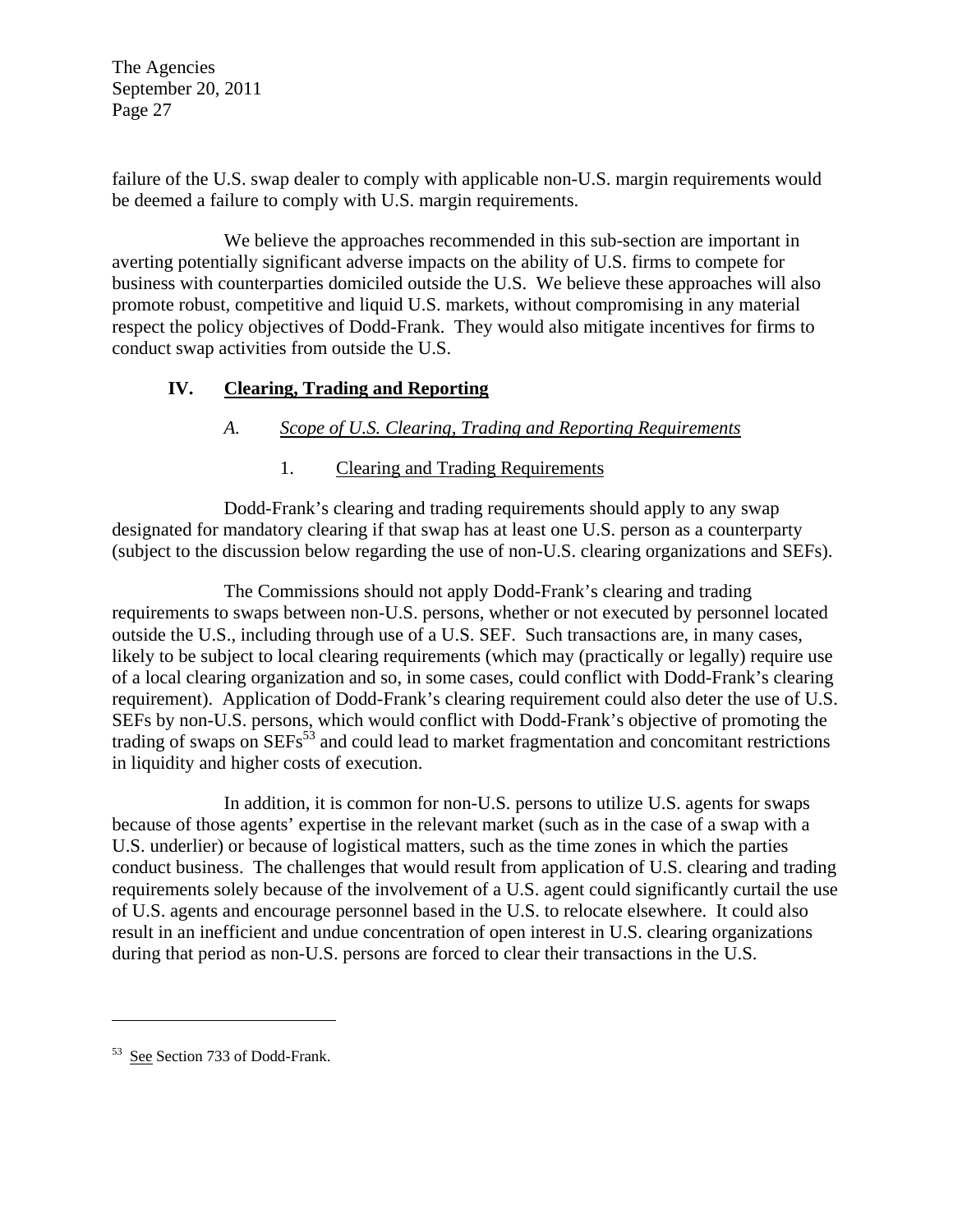failure of the U.S. swap dealer to comply with applicable non-U.S. margin requirements would be deemed a failure to comply with U.S. margin requirements.

We believe the approaches recommended in this sub-section are important in averting potentially significant adverse impacts on the ability of U.S. firms to compete for business with counterparties domiciled outside the U.S. We believe these approaches will also promote robust, competitive and liquid U.S. markets, without compromising in any material respect the policy objectives of Dodd-Frank. They would also mitigate incentives for firms to conduct swap activities from outside the U.S.

## IV. Clearing, Trading and Reporting

### A. *Scope of U.S. Clearing, Trading and Reporting Requirements*

#### 1. Clearing and Trading Requirements

Dodd-Frank's clearing and trading requirements should apply to any swap designated for mandatory clearing if that swap has at least one U.S. person as a counterparty (subject to the discussion below regarding the use of non-U.S. clearing organizations and SEFs).

The Commissions should not apply Dodd-Frank's clearing and trading requirements to swaps between non-U.S. persons, whether or not executed by personnel located outside the U.S., including through use of a U.S. SEF. Such transactions are, in many cases, likely to be subject to local clearing requirements (which may (practically or legally) require use of a local clearing organization and so, in some cases, could conflict with Dodd-Frank's clearing requirement). Application of Dodd-Frank's clearing requirement could also deter the use of U.S. SEFs by non-U.S. persons, which would conflict with Dodd-Frank's objective of promoting the trading of swaps on SEFs[53] and could lead to market fragmentation and concomitant restrictions in liquidity and higher costs of execution.

In addition, it is common for non-U.S. persons to utilize U.S. agents for swaps because of those agents' expertise in the relevant market (such as in the case of a swap with a U.S. underlier) or because of logistical matters, such as the time zones in which the parties conduct business. The challenges that would result from application of U.S. clearing and trading requirements solely because of the involvement of a U.S. agent could significantly curtail the use of U.S. agents and encourage personnel based in the U.S. to relocate elsewhere. It could also result in an inefficient and undue concentration of open interest in U.S. clearing organizations during that period as non-U.S. persons are forced to clear their transactions in the U.S.

---

[53] See Section 733 of Dodd-Frank.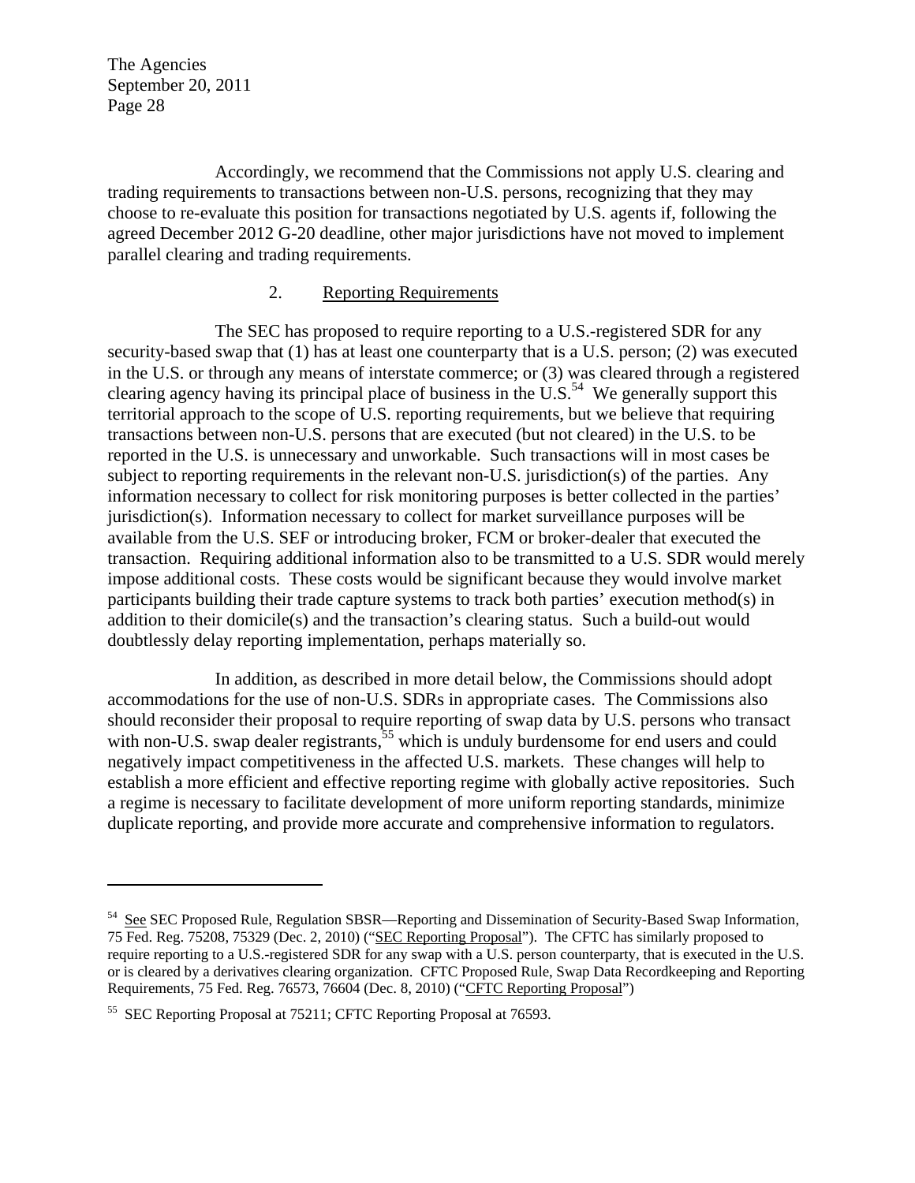Accordingly, we recommend that the Commissions not apply U.S. clearing and trading requirements to transactions between non-U.S. persons, recognizing that they may choose to re-evaluate this position for transactions negotiated by U.S. agents if, following the agreed December 2012 G-20 deadline, other major jurisdictions have not moved to implement parallel clearing and trading requirements.

### 2. Reporting Requirements

The SEC has proposed to require reporting to a U.S.-registered SDR for any security-based swap that (1) has at least one counterparty that is a U.S. person; (2) was executed in the U.S. or through any means of interstate commerce; or (3) was cleared through a registered clearing agency having its principal place of business in the U.S.[54] We generally support this territorial approach to the scope of U.S. reporting requirements, but we believe that requiring transactions between non-U.S. persons that are executed (but not cleared) in the U.S. to be reported in the U.S. is unnecessary and unworkable. Such transactions will in most cases be subject to reporting requirements in the relevant non-U.S. jurisdiction(s) of the parties. Any information necessary to collect for risk monitoring purposes is better collected in the parties' jurisdiction(s). Information necessary to collect for market surveillance purposes will be available from the U.S. SEF or introducing broker, FCM or broker-dealer that executed the transaction. Requiring additional information also to be transmitted to a U.S. SDR would merely impose additional costs. These costs would be significant because they would involve market participants building their trade capture systems to track both parties' execution method(s) in addition to their domicile(s) and the transaction's clearing status. Such a build-out would doubtlessly delay reporting implementation, perhaps materially so.

In addition, as described in more detail below, the Commissions should adopt accommodations for the use of non-U.S. SDRs in appropriate cases. The Commissions also should reconsider their proposal to require reporting of swap data by U.S. persons who transact with non-U.S. swap dealer registrants,[55] which is unduly burdensome for end users and could negatively impact competitiveness in the affected U.S. markets. These changes will help to establish a more efficient and effective reporting regime with globally active repositories. Such a regime is necessary to facilitate development of more uniform reporting standards, minimize duplicate reporting, and provide more accurate and comprehensive information to regulators.

---

[54] See SEC Proposed Rule, Regulation SBSR—Reporting and Dissemination of Security-Based Swap Information, 75 Fed. Reg. 75208, 75329 (Dec. 2, 2010) ("SEC Reporting Proposal"). The CFTC has similarly proposed to require reporting to a U.S.-registered SDR for any swap with a U.S. person counterparty, that is executed in the U.S. or is cleared by a derivatives clearing organization. CFTC Proposed Rule, Swap Data Recordkeeping and Reporting Requirements, 75 Fed. Reg. 76573, 76604 (Dec. 8, 2010) ("CFTC Reporting Proposal")

[55] SEC Reporting Proposal at 75211; CFTC Reporting Proposal at 76593.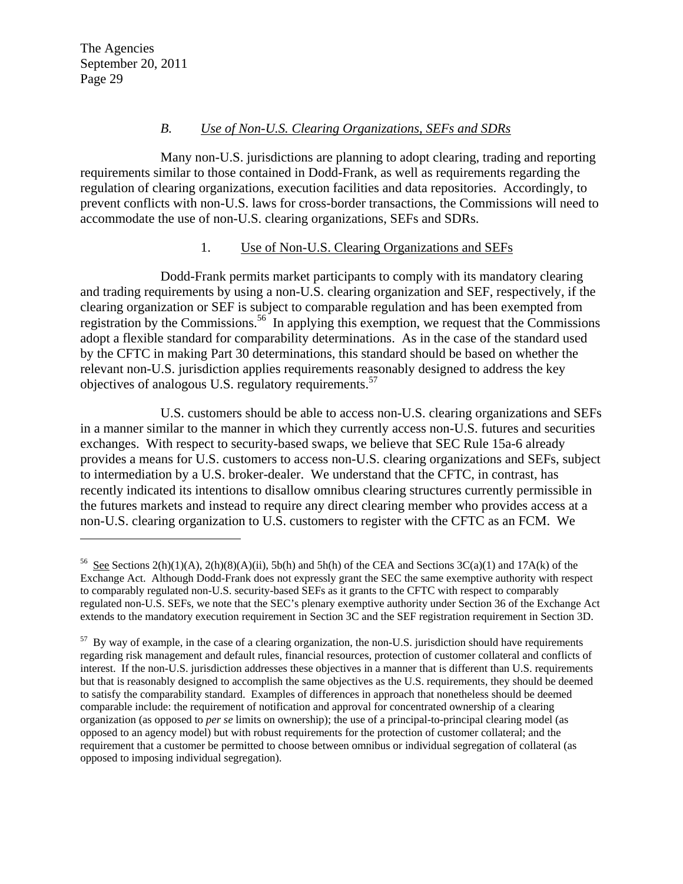### *B. Use of Non-U.S. Clearing Organizations, SEFs and SDRs*

Many non-U.S. jurisdictions are planning to adopt clearing, trading and reporting requirements similar to those contained in Dodd-Frank, as well as requirements regarding the regulation of clearing organizations, execution facilities and data repositories. Accordingly, to prevent conflicts with non-U.S. laws for cross-border transactions, the Commissions will need to accommodate the use of non-U.S. clearing organizations, SEFs and SDRs.

#### 1. Use of Non-U.S. Clearing Organizations and SEFs

Dodd-Frank permits market participants to comply with its mandatory clearing and trading requirements by using a non-U.S. clearing organization and SEF, respectively, if the clearing organization or SEF is subject to comparable regulation and has been exempted from registration by the Commissions.[56] In applying this exemption, we request that the Commissions adopt a flexible standard for comparability determinations. As in the case of the standard used by the CFTC in making Part 30 determinations, this standard should be based on whether the relevant non-U.S. jurisdiction applies requirements reasonably designed to address the key objectives of analogous U.S. regulatory requirements.[57]

U.S. customers should be able to access non-U.S. clearing organizations and SEFs in a manner similar to the manner in which they currently access non-U.S. futures and securities exchanges. With respect to security-based swaps, we believe that SEC Rule 15a-6 already provides a means for U.S. customers to access non-U.S. clearing organizations and SEFs, subject to intermediation by a U.S. broker-dealer. We understand that the CFTC, in contrast, has recently indicated its intentions to disallow omnibus clearing structures currently permissible in the futures markets and instead to require any direct clearing member who provides access at a non-U.S. clearing organization to U.S. customers to register with the CFTC as an FCM. We

---

[56] See Sections 2(h)(1)(A), 2(h)(8)(A)(ii), 5b(h) and 5h(h) of the CEA and Sections 3C(a)(1) and 17A(k) of the Exchange Act. Although Dodd-Frank does not expressly grant the SEC the same exemptive authority with respect to comparably regulated non-U.S. security-based SEFs as it grants to the CFTC with respect to comparably regulated non-U.S. SEFs, we note that the SEC's plenary exemptive authority under Section 36 of the Exchange Act extends to the mandatory execution requirement in Section 3C and the SEF registration requirement in Section 3D.

[57] By way of example, in the case of a clearing organization, the non-U.S. jurisdiction should have requirements regarding risk management and default rules, financial resources, protection of customer collateral and conflicts of interest. If the non-U.S. jurisdiction addresses these objectives in a manner that is different than U.S. requirements but that is reasonably designed to accomplish the same objectives as the U.S. requirements, they should be deemed to satisfy the comparability standard. Examples of differences in approach that nonetheless should be deemed comparable include: the requirement of notification and approval for concentrated ownership of a clearing organization (as opposed to *per se* limits on ownership); the use of a principal-to-principal clearing model (as opposed to an agency model) but with robust requirements for the protection of customer collateral; and the requirement that a customer be permitted to choose between omnibus or individual segregation of collateral (as opposed to imposing individual segregation).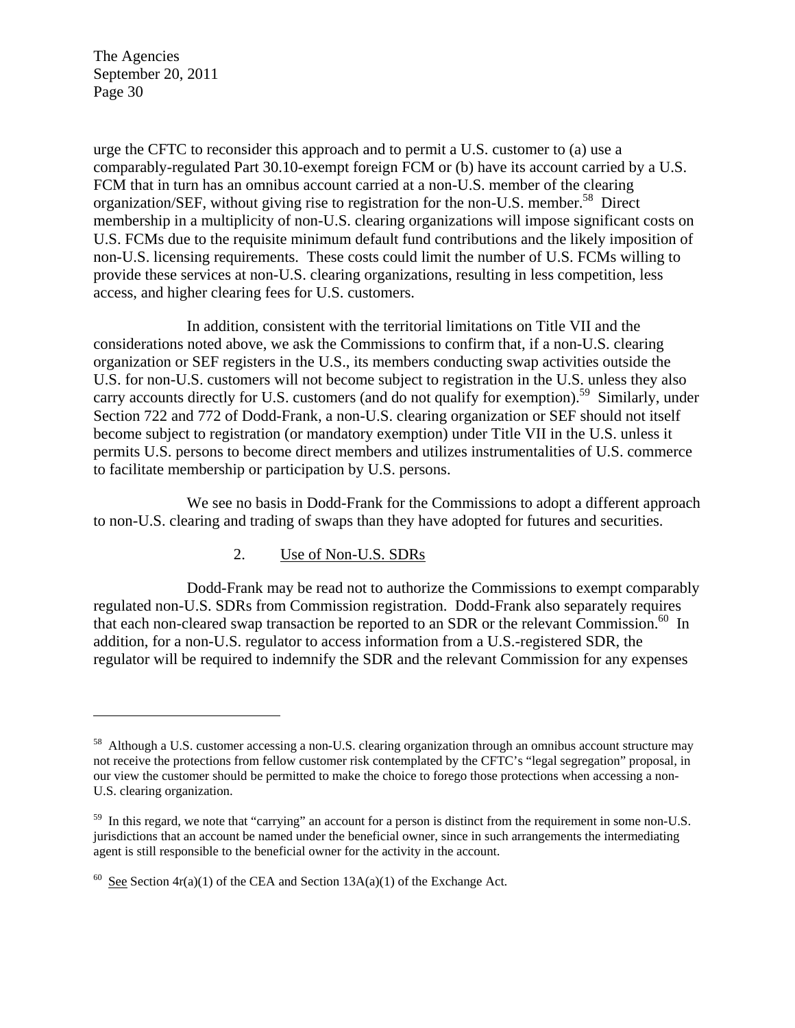urge the CFTC to reconsider this approach and to permit a U.S. customer to (a) use a comparably-regulated Part 30.10-exempt foreign FCM or (b) have its account carried by a U.S. FCM that in turn has an omnibus account carried at a non-U.S. member of the clearing organization/SEF, without giving rise to registration for the non-U.S. member.[58] Direct membership in a multiplicity of non-U.S. clearing organizations will impose significant costs on U.S. FCMs due to the requisite minimum default fund contributions and the likely imposition of non-U.S. licensing requirements. These costs could limit the number of U.S. FCMs willing to provide these services at non-U.S. clearing organizations, resulting in less competition, less access, and higher clearing fees for U.S. customers.

In addition, consistent with the territorial limitations on Title VII and the considerations noted above, we ask the Commissions to confirm that, if a non-U.S. clearing organization or SEF registers in the U.S., its members conducting swap activities outside the U.S. for non-U.S. customers will not become subject to registration in the U.S. unless they also carry accounts directly for U.S. customers (and do not qualify for exemption).[59] Similarly, under Section 722 and 772 of Dodd-Frank, a non-U.S. clearing organization or SEF should not itself become subject to registration (or mandatory exemption) under Title VII in the U.S. unless it permits U.S. persons to become direct members and utilizes instrumentalities of U.S. commerce to facilitate membership or participation by U.S. persons.

We see no basis in Dodd-Frank for the Commissions to adopt a different approach to non-U.S. clearing and trading of swaps than they have adopted for futures and securities.

### 2. Use of Non-U.S. SDRs

Dodd-Frank may be read not to authorize the Commissions to exempt comparably regulated non-U.S. SDRs from Commission registration. Dodd-Frank also separately requires that each non-cleared swap transaction be reported to an SDR or the relevant Commission.[60] In addition, for a non-U.S. regulator to access information from a U.S.-registered SDR, the regulator will be required to indemnify the SDR and the relevant Commission for any expenses

---

[58] Although a U.S. customer accessing a non-U.S. clearing organization through an omnibus account structure may not receive the protections from fellow customer risk contemplated by the CFTC's "legal segregation" proposal, in our view the customer should be permitted to make the choice to forego those protections when accessing a non-U.S. clearing organization.

[59] In this regard, we note that "carrying" an account for a person is distinct from the requirement in some non-U.S. jurisdictions that an account be named under the beneficial owner, since in such arrangements the intermediating agent is still responsible to the beneficial owner for the activity in the account.

[60] See Section 4r(a)(1) of the CEA and Section 13A(a)(1) of the Exchange Act.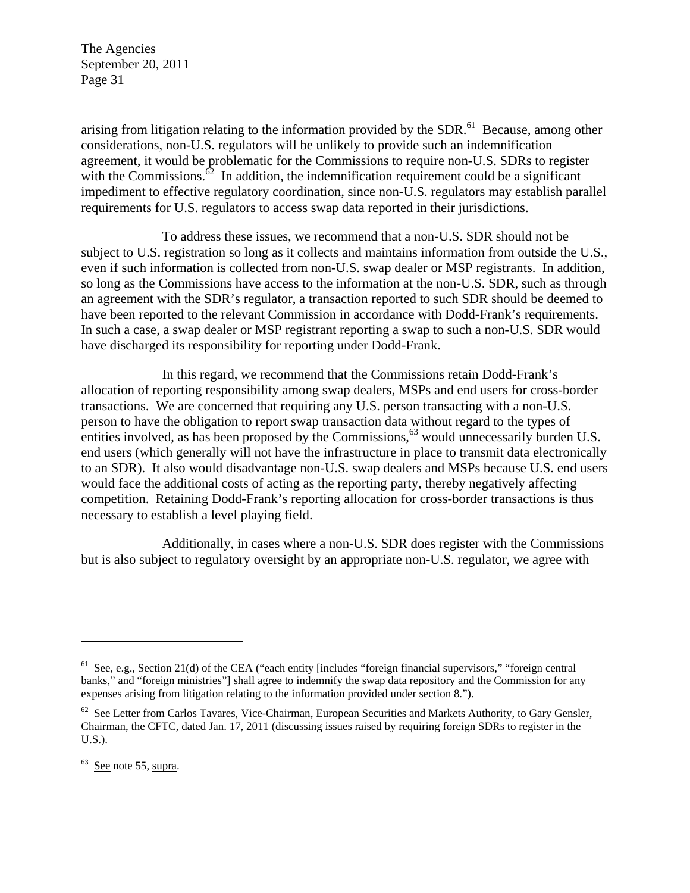arising from litigation relating to the information provided by the SDR.[61] Because, among other considerations, non-U.S. regulators will be unlikely to provide such an indemnification agreement, it would be problematic for the Commissions to require non-U.S. SDRs to register with the Commissions.[62] In addition, the indemnification requirement could be a significant impediment to effective regulatory coordination, since non-U.S. regulators may establish parallel requirements for U.S. regulators to access swap data reported in their jurisdictions.

To address these issues, we recommend that a non-U.S. SDR should not be subject to U.S. registration so long as it collects and maintains information from outside the U.S., even if such information is collected from non-U.S. swap dealer or MSP registrants. In addition, so long as the Commissions have access to the information at the non-U.S. SDR, such as through an agreement with the SDR's regulator, a transaction reported to such SDR should be deemed to have been reported to the relevant Commission in accordance with Dodd-Frank's requirements. In such a case, a swap dealer or MSP registrant reporting a swap to such a non-U.S. SDR would have discharged its responsibility for reporting under Dodd-Frank.

In this regard, we recommend that the Commissions retain Dodd-Frank's allocation of reporting responsibility among swap dealers, MSPs and end users for cross-border transactions. We are concerned that requiring any U.S. person transacting with a non-U.S. person to have the obligation to report swap transaction data without regard to the types of entities involved, as has been proposed by the Commissions,[63] would unnecessarily burden U.S. end users (which generally will not have the infrastructure in place to transmit data electronically to an SDR). It also would disadvantage non-U.S. swap dealers and MSPs because U.S. end users would face the additional costs of acting as the reporting party, thereby negatively affecting competition. Retaining Dodd-Frank's reporting allocation for cross-border transactions is thus necessary to establish a level playing field.

Additionally, in cases where a non-U.S. SDR does register with the Commissions but is also subject to regulatory oversight by an appropriate non-U.S. regulator, we agree with

---

[61] See, e.g., Section 21(d) of the CEA ("each entity [includes "foreign financial supervisors," "foreign central banks," and "foreign ministries"] shall agree to indemnify the swap data repository and the Commission for any expenses arising from litigation relating to the information provided under section 8.").

[62] See Letter from Carlos Tavares, Vice-Chairman, European Securities and Markets Authority, to Gary Gensler, Chairman, the CFTC, dated Jan. 17, 2011 (discussing issues raised by requiring foreign SDRs to register in the U.S.).

[63] See note 55, supra.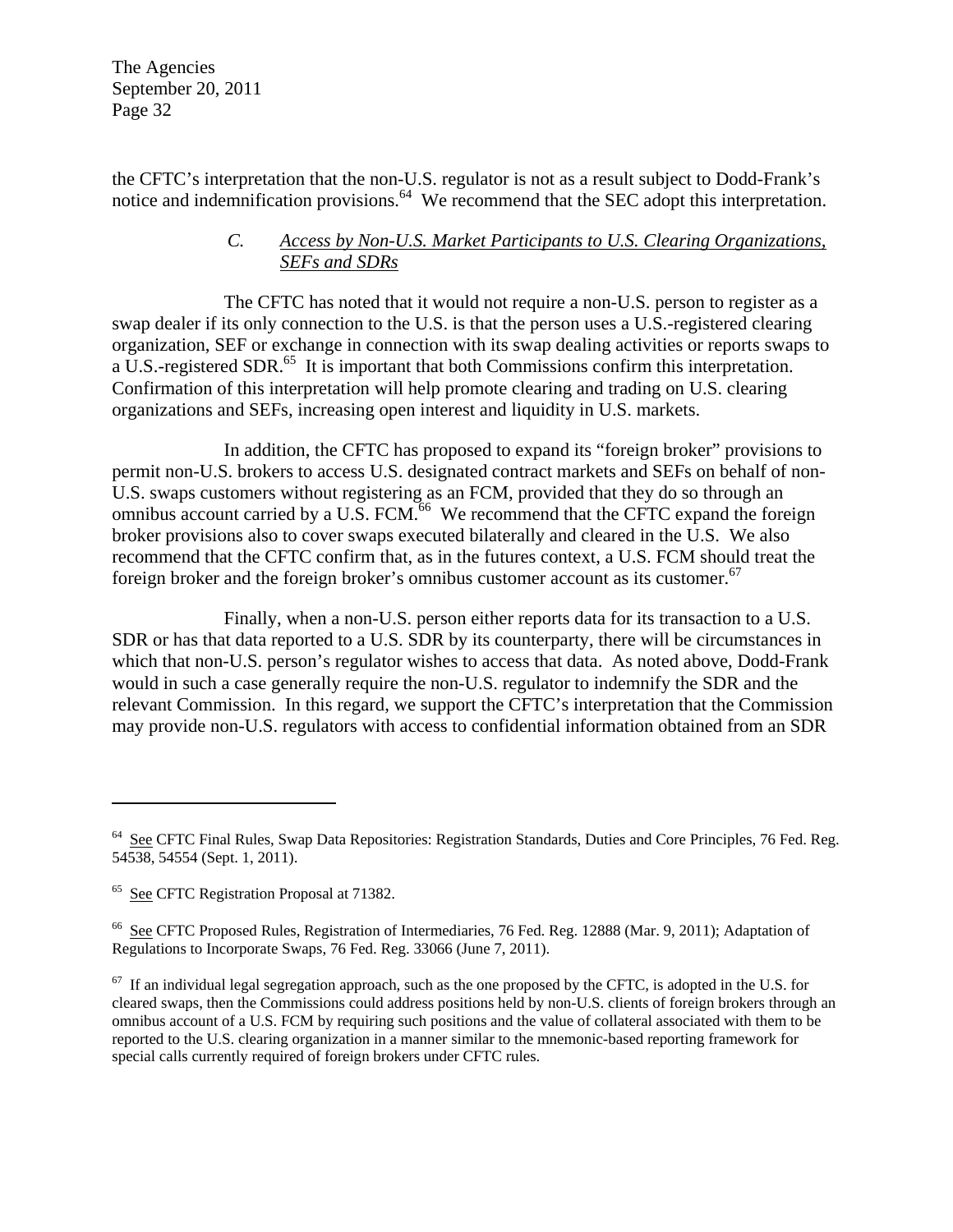the CFTC's interpretation that the non-U.S. regulator is not as a result subject to Dodd-Frank's notice and indemnification provisions.[64] We recommend that the SEC adopt this interpretation.

### *C. Access by Non-U.S. Market Participants to U.S. Clearing Organizations, SEFs and SDRs*

The CFTC has noted that it would not require a non-U.S. person to register as a swap dealer if its only connection to the U.S. is that the person uses a U.S.-registered clearing organization, SEF or exchange in connection with its swap dealing activities or reports swaps to a U.S.-registered SDR.[65] It is important that both Commissions confirm this interpretation. Confirmation of this interpretation will help promote clearing and trading on U.S. clearing organizations and SEFs, increasing open interest and liquidity in U.S. markets.

In addition, the CFTC has proposed to expand its "foreign broker" provisions to permit non-U.S. brokers to access U.S. designated contract markets and SEFs on behalf of non-U.S. swaps customers without registering as an FCM, provided that they do so through an omnibus account carried by a U.S. FCM.[66] We recommend that the CFTC expand the foreign broker provisions also to cover swaps executed bilaterally and cleared in the U.S. We also recommend that the CFTC confirm that, as in the futures context, a U.S. FCM should treat the foreign broker and the foreign broker's omnibus customer account as its customer.[67]

Finally, when a non-U.S. person either reports data for its transaction to a U.S. SDR or has that data reported to a U.S. SDR by its counterparty, there will be circumstances in which that non-U.S. person's regulator wishes to access that data. As noted above, Dodd-Frank would in such a case generally require the non-U.S. regulator to indemnify the SDR and the relevant Commission. In this regard, we support the CFTC's interpretation that the Commission may provide non-U.S. regulators with access to confidential information obtained from an SDR

---

[64] See CFTC Final Rules, Swap Data Repositories: Registration Standards, Duties and Core Principles, 76 Fed. Reg. 54538, 54554 (Sept. 1, 2011).

[65] See CFTC Registration Proposal at 71382.

[66] See CFTC Proposed Rules, Registration of Intermediaries, 76 Fed. Reg. 12888 (Mar. 9, 2011); Adaptation of Regulations to Incorporate Swaps, 76 Fed. Reg. 33066 (June 7, 2011).

[67] If an individual legal segregation approach, such as the one proposed by the CFTC, is adopted in the U.S. for cleared swaps, then the Commissions could address positions held by non-U.S. clients of foreign brokers through an omnibus account of a U.S. FCM by requiring such positions and the value of collateral associated with them to be reported to the U.S. clearing organization in a manner similar to the mnemonic-based reporting framework for special calls currently required of foreign brokers under CFTC rules.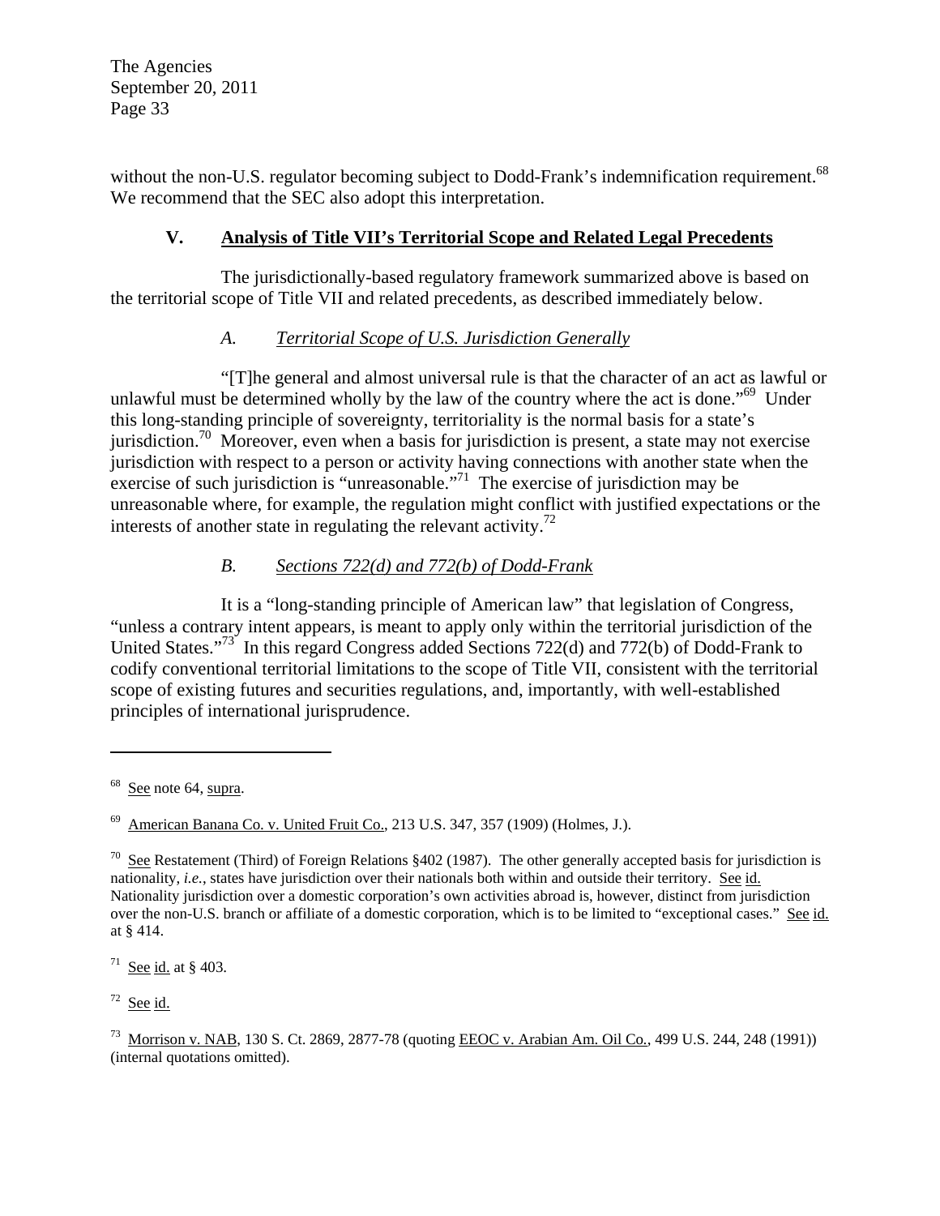without the non-U.S. regulator becoming subject to Dodd-Frank's indemnification requirement.[68] We recommend that the SEC also adopt this interpretation.

## V. Analysis of Title VII's Territorial Scope and Related Legal Precedents

The jurisdictionally-based regulatory framework summarized above is based on the territorial scope of Title VII and related precedents, as described immediately below.

### *A. Territorial Scope of U.S. Jurisdiction Generally*

"[T]he general and almost universal rule is that the character of an act as lawful or unlawful must be determined wholly by the law of the country where the act is done."[69] Under this long-standing principle of sovereignty, territoriality is the normal basis for a state's jurisdiction.[70] Moreover, even when a basis for jurisdiction is present, a state may not exercise jurisdiction with respect to a person or activity having connections with another state when the exercise of such jurisdiction is "unreasonable."[71] The exercise of jurisdiction may be unreasonable where, for example, the regulation might conflict with justified expectations or the interests of another state in regulating the relevant activity.[72]

### *B. Sections 722(d) and 772(b) of Dodd-Frank*

It is a "long-standing principle of American law" that legislation of Congress, "unless a contrary intent appears, is meant to apply only within the territorial jurisdiction of the United States."[73] In this regard Congress added Sections 722(d) and 772(b) of Dodd-Frank to codify conventional territorial limitations to the scope of Title VII, consistent with the territorial scope of existing futures and securities regulations, and, importantly, with well-established principles of international jurisprudence.

---

[68] See note 64, supra.

[69] American Banana Co. v. United Fruit Co., 213 U.S. 347, 357 (1909) (Holmes, J.).

[70] See Restatement (Third) of Foreign Relations §402 (1987). The other generally accepted basis for jurisdiction is nationality, *i.e.*, states have jurisdiction over their nationals both within and outside their territory. See id. Nationality jurisdiction over a domestic corporation's own activities abroad is, however, distinct from jurisdiction over the non-U.S. branch or affiliate of a domestic corporation, which is to be limited to "exceptional cases." See id. at § 414.

[71] See id. at § 403.

[72] See id.

[73] Morrison v. NAB, 130 S. Ct. 2869, 2877-78 (quoting EEOC v. Arabian Am. Oil Co., 499 U.S. 244, 248 (1991)) (internal quotations omitted).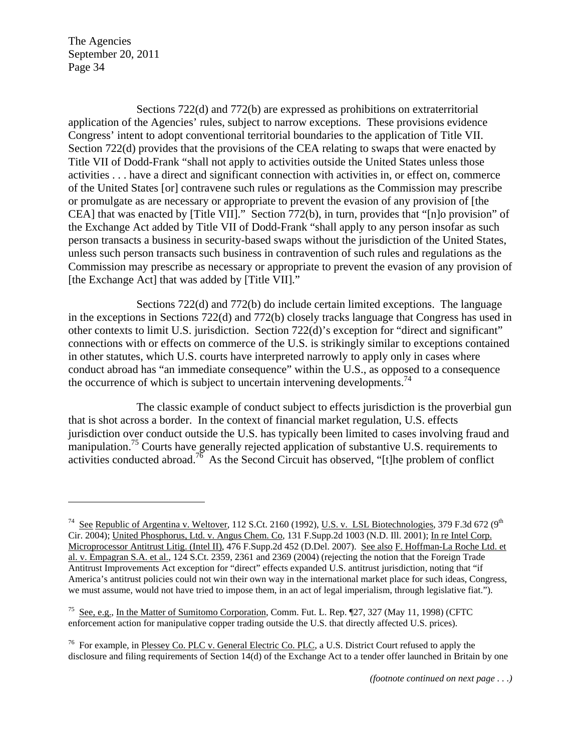Sections 722(d) and 772(b) are expressed as prohibitions on extraterritorial application of the Agencies' rules, subject to narrow exceptions. These provisions evidence Congress' intent to adopt conventional territorial boundaries to the application of Title VII. Section 722(d) provides that the provisions of the CEA relating to swaps that were enacted by Title VII of Dodd-Frank "shall not apply to activities outside the United States unless those activities . . . have a direct and significant connection with activities in, or effect on, commerce of the United States [or] contravene such rules or regulations as the Commission may prescribe or promulgate as are necessary or appropriate to prevent the evasion of any provision of [the CEA] that was enacted by [Title VII]." Section 772(b), in turn, provides that "[n]o provision" of the Exchange Act added by Title VII of Dodd-Frank "shall apply to any person insofar as such person transacts a business in security-based swaps without the jurisdiction of the United States, unless such person transacts such business in contravention of such rules and regulations as the Commission may prescribe as necessary or appropriate to prevent the evasion of any provision of [the Exchange Act] that was added by [Title VII]."

Sections 722(d) and 772(b) do include certain limited exceptions. The language in the exceptions in Sections 722(d) and 772(b) closely tracks language that Congress has used in other contexts to limit U.S. jurisdiction. Section 722(d)'s exception for "direct and significant" connections with or effects on commerce of the U.S. is strikingly similar to exceptions contained in other statutes, which U.S. courts have interpreted narrowly to apply only in cases where conduct abroad has "an immediate consequence" within the U.S., as opposed to a consequence the occurrence of which is subject to uncertain intervening developments.[74]

The classic example of conduct subject to effects jurisdiction is the proverbial gun that is shot across a border. In the context of financial market regulation, U.S. effects jurisdiction over conduct outside the U.S. has typically been limited to cases involving fraud and manipulation.[75] Courts have generally rejected application of substantive U.S. requirements to activities conducted abroad.[76] As the Second Circuit has observed, "[t]he problem of conflict

---

[74] See Republic of Argentina v. Weltover, 112 S.Ct. 2160 (1992), U.S. v. LSL Biotechnologies, 379 F.3d 672 (9th Cir. 2004); United Phosphorus, Ltd. v. Angus Chem. Co, 131 F.Supp.2d 1003 (N.D. Ill. 2001); In re Intel Corp. Microprocessor Antitrust Litig. (Intel II), 476 F.Supp.2d 452 (D.Del. 2007). See also F. Hoffman-La Roche Ltd. et al. v. Empagran S.A. et al., 124 S.Ct. 2359, 2361 and 2369 (2004) (rejecting the notion that the Foreign Trade Antitrust Improvements Act exception for "direct" effects expanded U.S. antitrust jurisdiction, noting that "if America's antitrust policies could not win their own way in the international market place for such ideas, Congress, we must assume, would not have tried to impose them, in an act of legal imperialism, through legislative fiat.").

[75] See, e.g., In the Matter of Sumitomo Corporation, Comm. Fut. L. Rep. ¶27, 327 (May 11, 1998) (CFTC enforcement action for manipulative copper trading outside the U.S. that directly affected U.S. prices).

[76] For example, in Plessey Co. PLC v. General Electric Co. PLC, a U.S. District Court refused to apply the disclosure and filing requirements of Section 14(d) of the Exchange Act to a tender offer launched in Britain by one

*(footnote continued on next page . . .)*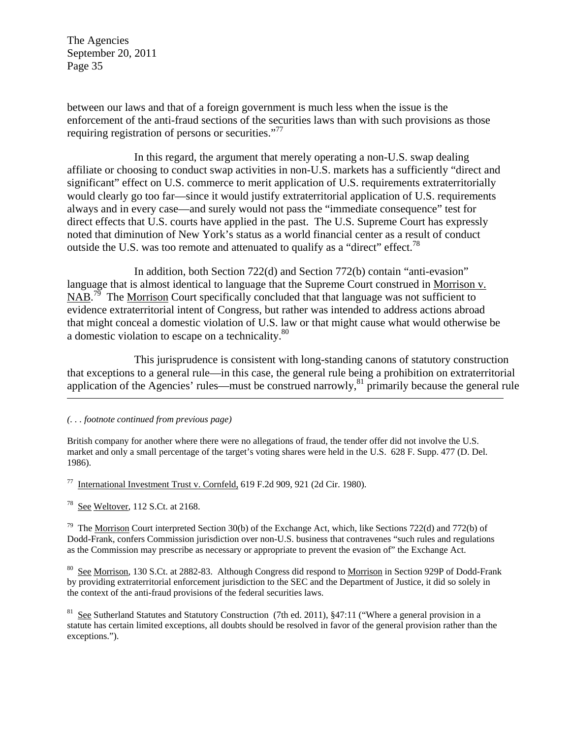between our laws and that of a foreign government is much less when the issue is the enforcement of the anti-fraud sections of the securities laws than with such provisions as those requiring registration of persons or securities."[77]

In this regard, the argument that merely operating a non-U.S. swap dealing affiliate or choosing to conduct swap activities in non-U.S. markets has a sufficiently "direct and significant" effect on U.S. commerce to merit application of U.S. requirements extraterritorially would clearly go too far—since it would justify extraterritorial application of U.S. requirements always and in every case—and surely would not pass the "immediate consequence" test for direct effects that U.S. courts have applied in the past. The U.S. Supreme Court has expressly noted that diminution of New York's status as a world financial center as a result of conduct outside the U.S. was too remote and attenuated to qualify as a "direct" effect.[78]

In addition, both Section 722(d) and Section 772(b) contain "anti-evasion" language that is almost identical to language that the Supreme Court construed in Morrison v. NAB.[79] The Morrison Court specifically concluded that that language was not sufficient to evidence extraterritorial intent of Congress, but rather was intended to address actions abroad that might conceal a domestic violation of U.S. law or that might cause what would otherwise be a domestic violation to escape on a technicality.[80]

This jurisprudence is consistent with long-standing canons of statutory construction that exceptions to a general rule—in this case, the general rule being a prohibition on extraterritorial application of the Agencies' rules—must be construed narrowly,[81] primarily because the general rule

---

*(. . . footnote continued from previous page)*

British company for another where there were no allegations of fraud, the tender offer did not involve the U.S. market and only a small percentage of the target's voting shares were held in the U.S. 628 F. Supp. 477 (D. Del. 1986).

[77] International Investment Trust v. Cornfeld, 619 F.2d 909, 921 (2d Cir. 1980).

[78] See Weltover, 112 S.Ct. at 2168.

[79] The Morrison Court interpreted Section 30(b) of the Exchange Act, which, like Sections 722(d) and 772(b) of Dodd-Frank, confers Commission jurisdiction over non-U.S. business that contravenes "such rules and regulations as the Commission may prescribe as necessary or appropriate to prevent the evasion of" the Exchange Act.

[80] See Morrison, 130 S.Ct. at 2882-83. Although Congress did respond to Morrison in Section 929P of Dodd-Frank by providing extraterritorial enforcement jurisdiction to the SEC and the Department of Justice, it did so solely in the context of the anti-fraud provisions of the federal securities laws.

[81] See Sutherland Statutes and Statutory Construction (7th ed. 2011), §47:11 ("Where a general provision in a statute has certain limited exceptions, all doubts should be resolved in favor of the general provision rather than the exceptions.").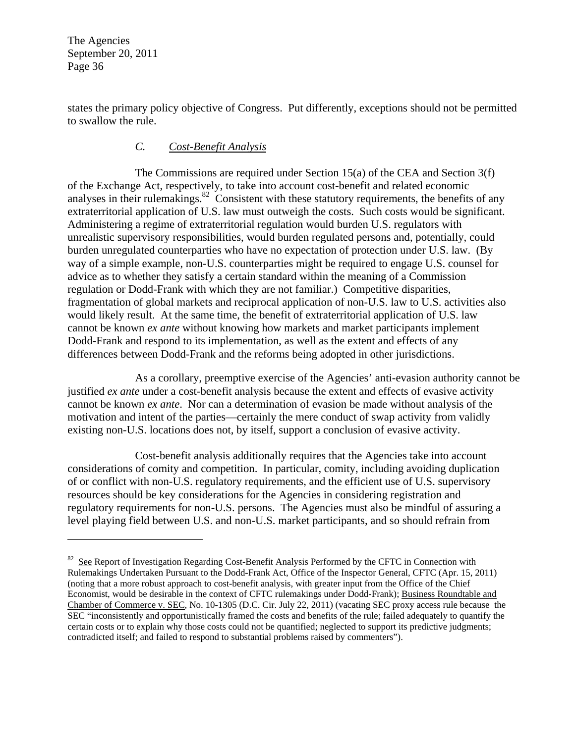states the primary policy objective of Congress. Put differently, exceptions should not be permitted to swallow the rule.

### C. Cost-Benefit Analysis

The Commissions are required under Section 15(a) of the CEA and Section 3(f) of the Exchange Act, respectively, to take into account cost-benefit and related economic analyses in their rulemakings.[82] Consistent with these statutory requirements, the benefits of any extraterritorial application of U.S. law must outweigh the costs. Such costs would be significant. Administering a regime of extraterritorial regulation would burden U.S. regulators with unrealistic supervisory responsibilities, would burden regulated persons and, potentially, could burden unregulated counterparties who have no expectation of protection under U.S. law. (By way of a simple example, non-U.S. counterparties might be required to engage U.S. counsel for advice as to whether they satisfy a certain standard within the meaning of a Commission regulation or Dodd-Frank with which they are not familiar.) Competitive disparities, fragmentation of global markets and reciprocal application of non-U.S. law to U.S. activities also would likely result. At the same time, the benefit of extraterritorial application of U.S. law cannot be known *ex ante* without knowing how markets and market participants implement Dodd-Frank and respond to its implementation, as well as the extent and effects of any differences between Dodd-Frank and the reforms being adopted in other jurisdictions.

As a corollary, preemptive exercise of the Agencies' anti-evasion authority cannot be justified *ex ante* under a cost-benefit analysis because the extent and effects of evasive activity cannot be known *ex ante*. Nor can a determination of evasion be made without analysis of the motivation and intent of the parties—certainly the mere conduct of swap activity from validly existing non-U.S. locations does not, by itself, support a conclusion of evasive activity.

Cost-benefit analysis additionally requires that the Agencies take into account considerations of comity and competition. In particular, comity, including avoiding duplication of or conflict with non-U.S. regulatory requirements, and the efficient use of U.S. supervisory resources should be key considerations for the Agencies in considering registration and regulatory requirements for non-U.S. persons. The Agencies must also be mindful of assuring a level playing field between U.S. and non-U.S. market participants, and so should refrain from

---

[82] See Report of Investigation Regarding Cost-Benefit Analysis Performed by the CFTC in Connection with Rulemakings Undertaken Pursuant to the Dodd-Frank Act, Office of the Inspector General, CFTC (Apr. 15, 2011) (noting that a more robust approach to cost-benefit analysis, with greater input from the Office of the Chief Economist, would be desirable in the context of CFTC rulemakings under Dodd-Frank); Business Roundtable and Chamber of Commerce v. SEC, No. 10-1305 (D.C. Cir. July 22, 2011) (vacating SEC proxy access rule because the SEC "inconsistently and opportunistically framed the costs and benefits of the rule; failed adequately to quantify the certain costs or to explain why those costs could not be quantified; neglected to support its predictive judgments; contradicted itself; and failed to respond to substantial problems raised by commenters").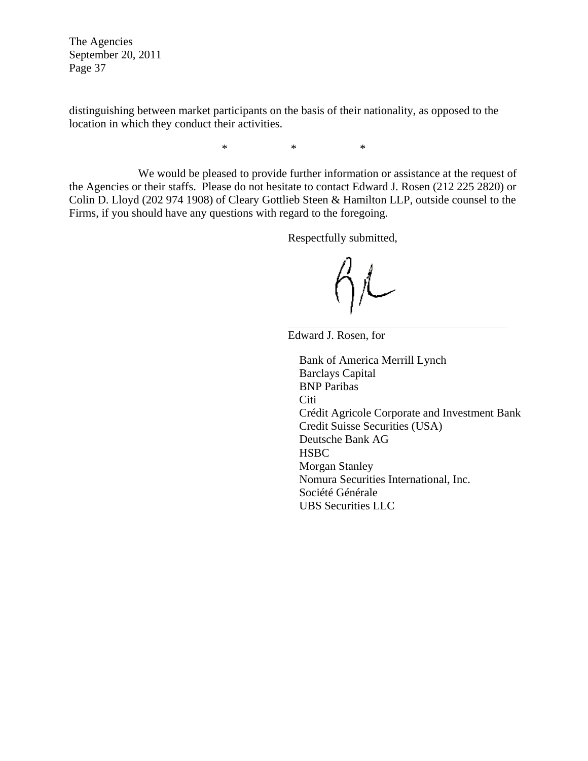distinguishing between market participants on the basis of their nationality, as opposed to the location in which they conduct their activities.

\*                    \*                    \*

We would be pleased to provide further information or assistance at the request of the Agencies or their staffs. Please do not hesitate to contact Edward J. Rosen (212 225 2820) or Colin D. Lloyd (202 974 1908) of Cleary Gottlieb Steen & Hamilton LLP, outside counsel to the Firms, if you should have any questions with regard to the foregoing.

Respectfully submitted,

Edward J. Rosen, for

Bank of America Merrill Lynch  
Barclays Capital  
BNP Paribas  
Citi  
Crédit Agricole Corporate and Investment Bank  
Credit Suisse Securities (USA)  
Deutsche Bank AG  
HSBC  
Morgan Stanley  
Nomura Securities International, Inc.  
Société Générale  
UBS Securities LLC